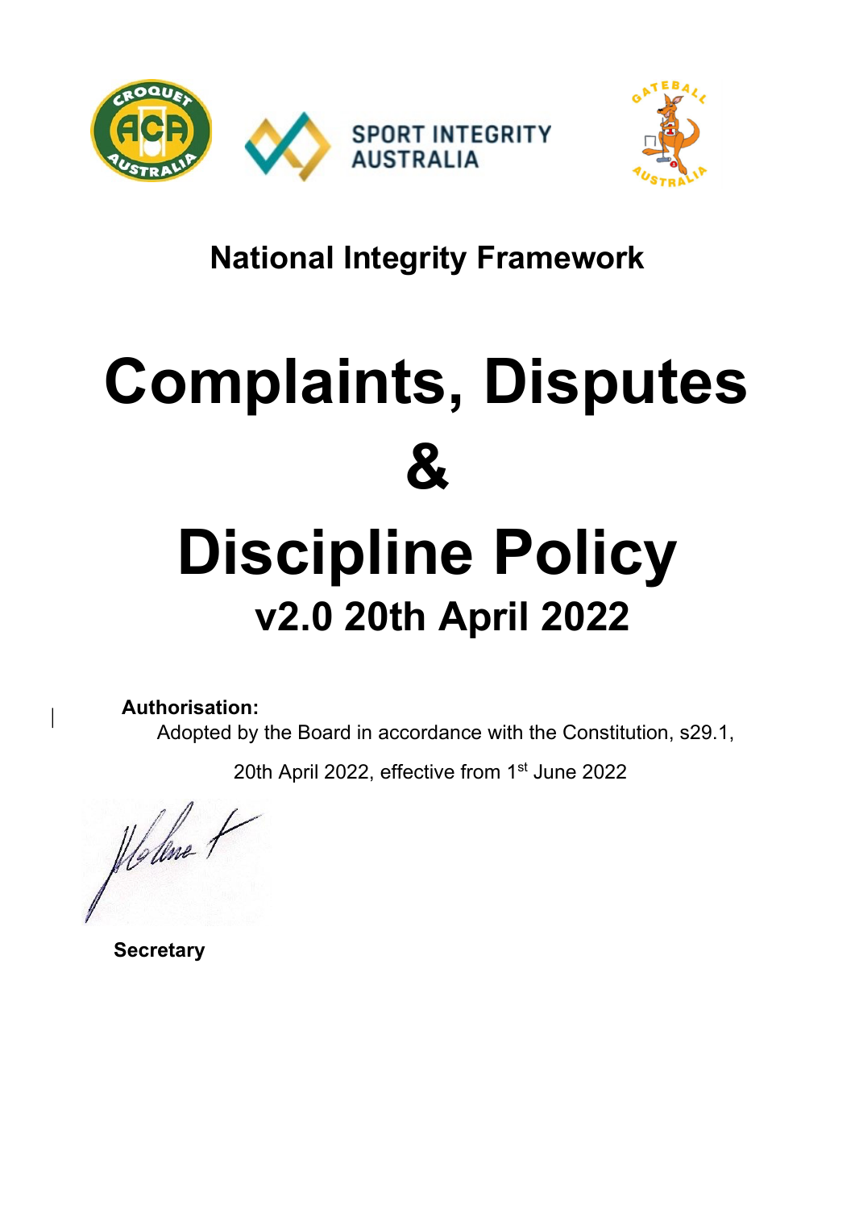## National Integrity Framework

# Complaints, Disputes & Discipline Policy

## v2.0 20th April 2022

**Authorisation:**

Adopted by the Board in accordance with the Constitution, s29.1,

20th April 2022, effective from 1st June 2022

**Secretary**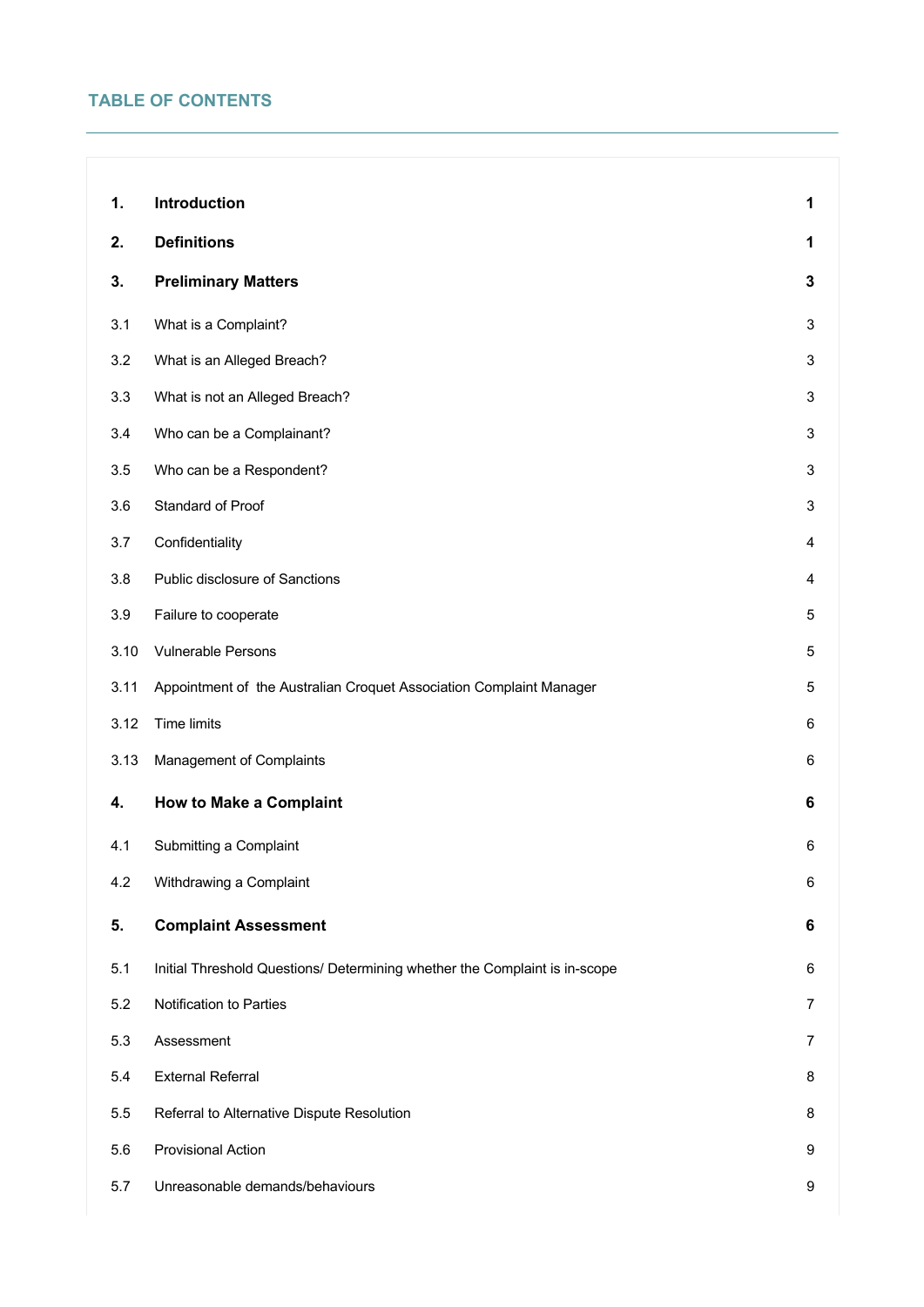## TABLE OF CONTENTS

| | | |
|---|---|---|
| **1.** | **Introduction** | **1** |
| **2.** | **Definitions** | **1** |
| **3.** | **Preliminary Matters** | **3** |
| 3.1 | What is a Complaint? | 3 |
| 3.2 | What is an Alleged Breach? | 3 |
| 3.3 | What is not an Alleged Breach? | 3 |
| 3.4 | Who can be a Complainant? | 3 |
| 3.5 | Who can be a Respondent? | 3 |
| 3.6 | Standard of Proof | 3 |
| 3.7 | Confidentiality | 4 |
| 3.8 | Public disclosure of Sanctions | 4 |
| 3.9 | Failure to cooperate | 5 |
| 3.10 | Vulnerable Persons | 5 |
| 3.11 | Appointment of the Australian Croquet Association Complaint Manager | 5 |
| 3.12 | Time limits | 6 |
| 3.13 | Management of Complaints | 6 |
| **4.** | **How to Make a Complaint** | **6** |
| 4.1 | Submitting a Complaint | 6 |
| 4.2 | Withdrawing a Complaint | 6 |
| **5.** | **Complaint Assessment** | **6** |
| 5.1 | Initial Threshold Questions/ Determining whether the Complaint is in-scope | 6 |
| 5.2 | Notification to Parties | 7 |
| 5.3 | Assessment | 7 |
| 5.4 | External Referral | 8 |
| 5.5 | Referral to Alternative Dispute Resolution | 8 |
| 5.6 | Provisional Action | 9 |
| 5.7 | Unreasonable demands/behaviours | 9 |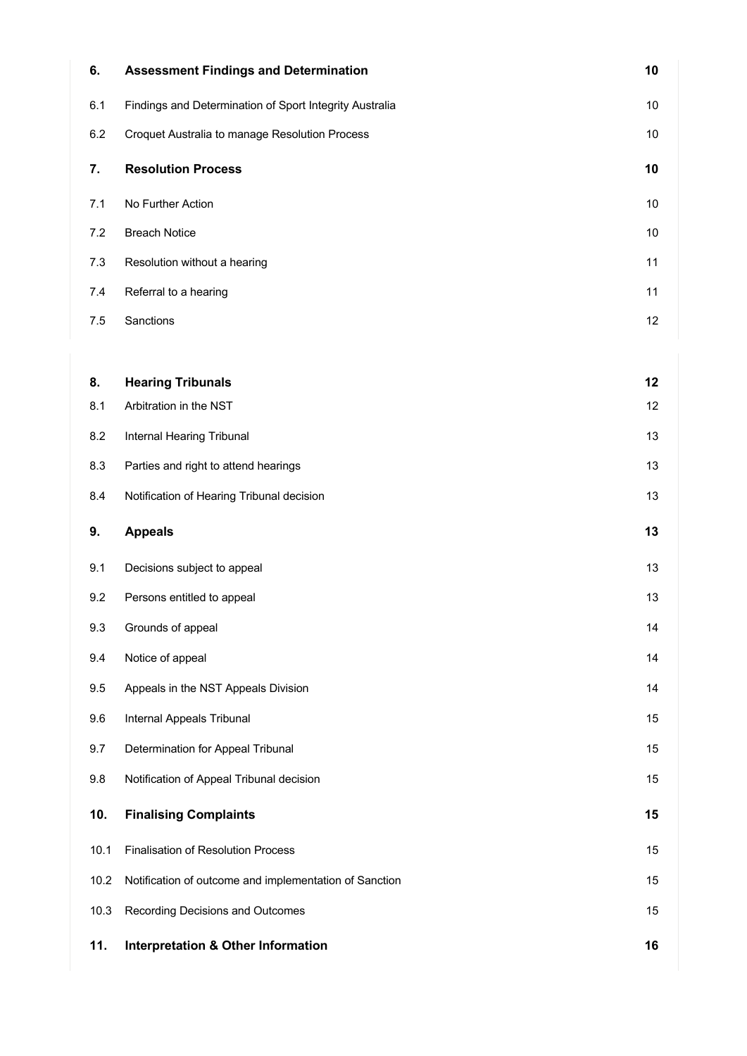| | | |
|---|---|---|
| **6.** | **Assessment Findings and Determination** | **10** |
| 6.1 | Findings and Determination of Sport Integrity Australia | 10 |
| 6.2 | Croquet Australia to manage Resolution Process | 10 |
| **7.** | **Resolution Process** | **10** |
| 7.1 | No Further Action | 10 |
| 7.2 | Breach Notice | 10 |
| 7.3 | Resolution without a hearing | 11 |
| 7.4 | Referral to a hearing | 11 |
| 7.5 | Sanctions | 12 |
| **8.** | **Hearing Tribunals** | **12** |
| 8.1 | Arbitration in the NST | 12 |
| 8.2 | Internal Hearing Tribunal | 13 |
| 8.3 | Parties and right to attend hearings | 13 |
| 8.4 | Notification of Hearing Tribunal decision | 13 |
| **9.** | **Appeals** | **13** |
| 9.1 | Decisions subject to appeal | 13 |
| 9.2 | Persons entitled to appeal | 13 |
| 9.3 | Grounds of appeal | 14 |
| 9.4 | Notice of appeal | 14 |
| 9.5 | Appeals in the NST Appeals Division | 14 |
| 9.6 | Internal Appeals Tribunal | 15 |
| 9.7 | Determination for Appeal Tribunal | 15 |
| 9.8 | Notification of Appeal Tribunal decision | 15 |
| **10.** | **Finalising Complaints** | **15** |
| 10.1 | Finalisation of Resolution Process | 15 |
| 10.2 | Notification of outcome and implementation of Sanction | 15 |
| 10.3 | Recording Decisions and Outcomes | 15 |
| **11.** | **Interpretation & Other Information** | **16** |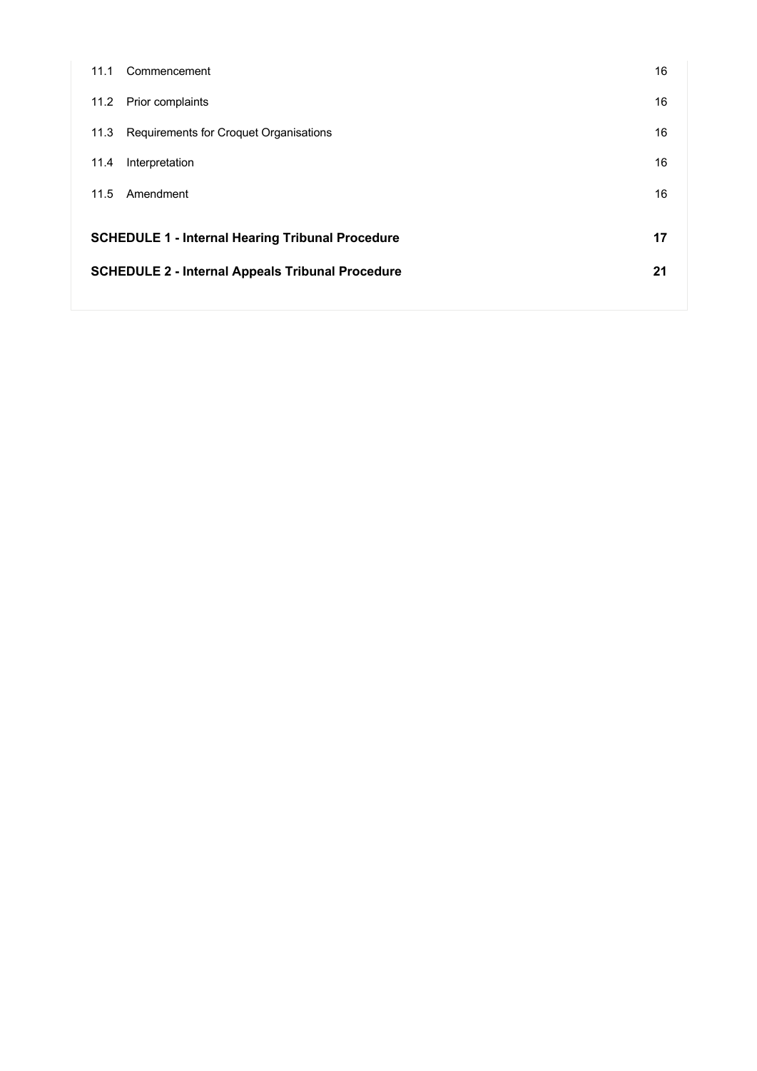| | | |
|---|---|---|
| 11.1 | Commencement | 16 |
| 11.2 | Prior complaints | 16 |
| 11.3 | Requirements for Croquet Organisations | 16 |
| 11.4 | Interpretation | 16 |
| 11.5 | Amendment | 16 |

**SCHEDULE 1 - Internal Hearing Tribunal Procedure** **17**

**SCHEDULE 2 - Internal Appeals Tribunal Procedure** **21**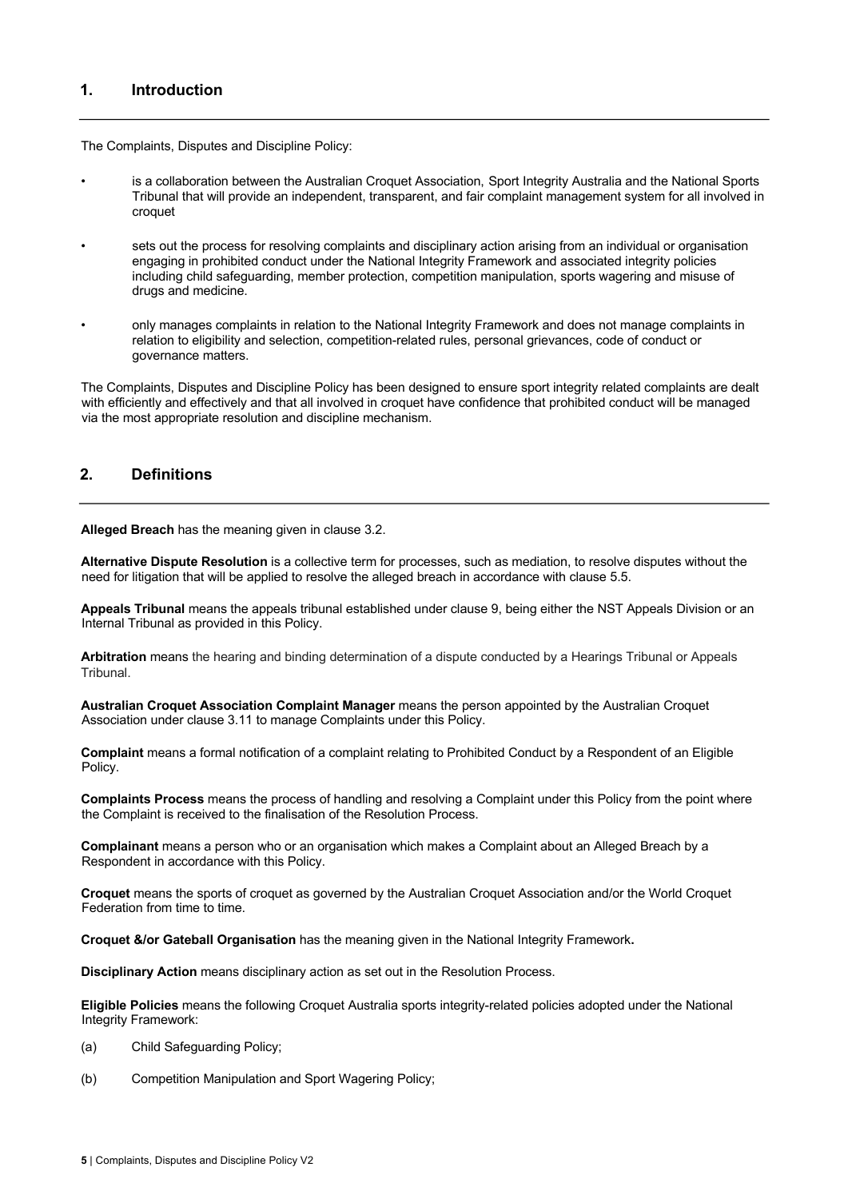## 1. Introduction

The Complaints, Disputes and Discipline Policy:

- is a collaboration between the Australian Croquet Association, Sport Integrity Australia and the National Sports Tribunal that will provide an independent, transparent, and fair complaint management system for all involved in croquet
- sets out the process for resolving complaints and disciplinary action arising from an individual or organisation engaging in prohibited conduct under the National Integrity Framework and associated integrity policies including child safeguarding, member protection, competition manipulation, sports wagering and misuse of drugs and medicine.
- only manages complaints in relation to the National Integrity Framework and does not manage complaints in relation to eligibility and selection, competition-related rules, personal grievances, code of conduct or governance matters.

The Complaints, Disputes and Discipline Policy has been designed to ensure sport integrity related complaints are dealt with efficiently and effectively and that all involved in croquet have confidence that prohibited conduct will be managed via the most appropriate resolution and discipline mechanism.

## 2. Definitions

**Alleged Breach** has the meaning given in clause 3.2.

**Alternative Dispute Resolution** is a collective term for processes, such as mediation, to resolve disputes without the need for litigation that will be applied to resolve the alleged breach in accordance with clause 5.5.

**Appeals Tribunal** means the appeals tribunal established under clause 9, being either the NST Appeals Division or an Internal Tribunal as provided in this Policy.

**Arbitration** means the hearing and binding determination of a dispute conducted by a Hearings Tribunal or Appeals Tribunal.

**Australian Croquet Association Complaint Manager** means the person appointed by the Australian Croquet Association under clause 3.11 to manage Complaints under this Policy.

**Complaint** means a formal notification of a complaint relating to Prohibited Conduct by a Respondent of an Eligible Policy.

**Complaints Process** means the process of handling and resolving a Complaint under this Policy from the point where the Complaint is received to the finalisation of the Resolution Process.

**Complainant** means a person who or an organisation which makes a Complaint about an Alleged Breach by a Respondent in accordance with this Policy.

**Croquet** means the sports of croquet as governed by the Australian Croquet Association and/or the World Croquet Federation from time to time.

**Croquet &/or Gateball Organisation** has the meaning given in the National Integrity Framework**.**

**Disciplinary Action** means disciplinary action as set out in the Resolution Process.

**Eligible Policies** means the following Croquet Australia sports integrity-related policies adopted under the National Integrity Framework:

(a) Child Safeguarding Policy;

(b) Competition Manipulation and Sport Wagering Policy;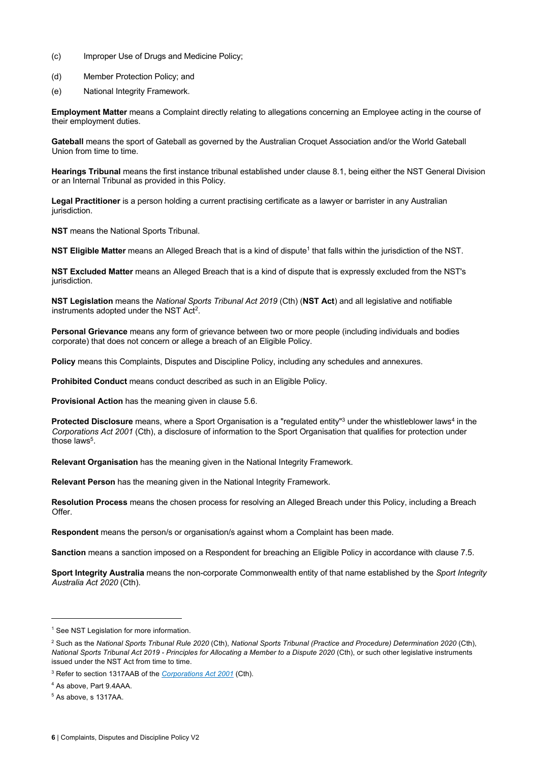(c) Improper Use of Drugs and Medicine Policy;

(d) Member Protection Policy; and

(e) National Integrity Framework.

**Employment Matter** means a Complaint directly relating to allegations concerning an Employee acting in the course of their employment duties.

**Gateball** means the sport of Gateball as governed by the Australian Croquet Association and/or the World Gateball Union from time to time.

**Hearings Tribunal** means the first instance tribunal established under clause 8.1, being either the NST General Division or an Internal Tribunal as provided in this Policy.

**Legal Practitioner** is a person holding a current practising certificate as a lawyer or barrister in any Australian jurisdiction.

**NST** means the National Sports Tribunal.

**NST Eligible Matter** means an Alleged Breach that is a kind of dispute[1] that falls within the jurisdiction of the NST.

**NST Excluded Matter** means an Alleged Breach that is a kind of dispute that is expressly excluded from the NST's jurisdiction.

**NST Legislation** means the *National Sports Tribunal Act 2019* (Cth) (**NST Act**) and all legislative and notifiable instruments adopted under the NST Act[2].

**Personal Grievance** means any form of grievance between two or more people (including individuals and bodies corporate) that does not concern or allege a breach of an Eligible Policy.

**Policy** means this Complaints, Disputes and Discipline Policy, including any schedules and annexures.

**Prohibited Conduct** means conduct described as such in an Eligible Policy.

**Provisional Action** has the meaning given in clause 5.6.

**Protected Disclosure** means, where a Sport Organisation is a "regulated entity"[3] under the whistleblower laws[4] in the *Corporations Act 2001* (Cth), a disclosure of information to the Sport Organisation that qualifies for protection under those laws[5].

**Relevant Organisation** has the meaning given in the National Integrity Framework.

**Relevant Person** has the meaning given in the National Integrity Framework.

**Resolution Process** means the chosen process for resolving an Alleged Breach under this Policy, including a Breach Offer.

**Respondent** means the person/s or organisation/s against whom a Complaint has been made.

**Sanction** means a sanction imposed on a Respondent for breaching an Eligible Policy in accordance with clause 7.5.

**Sport Integrity Australia** means the non-corporate Commonwealth entity of that name established by the *Sport Integrity Australia Act 2020* (Cth).

---

[1] See NST Legislation for more information.

[2] Such as the *National Sports Tribunal Rule 2020* (Cth), *National Sports Tribunal (Practice and Procedure) Determination 2020* (Cth), *National Sports Tribunal Act 2019 - Principles for Allocating a Member to a Dispute 2020* (Cth), or such other legislative instruments issued under the NST Act from time to time.

[3] Refer to section 1317AAB of the *Corporations Act 2001* (Cth).

[4] As above, Part 9.4AAA.

[5] As above, s 1317AA.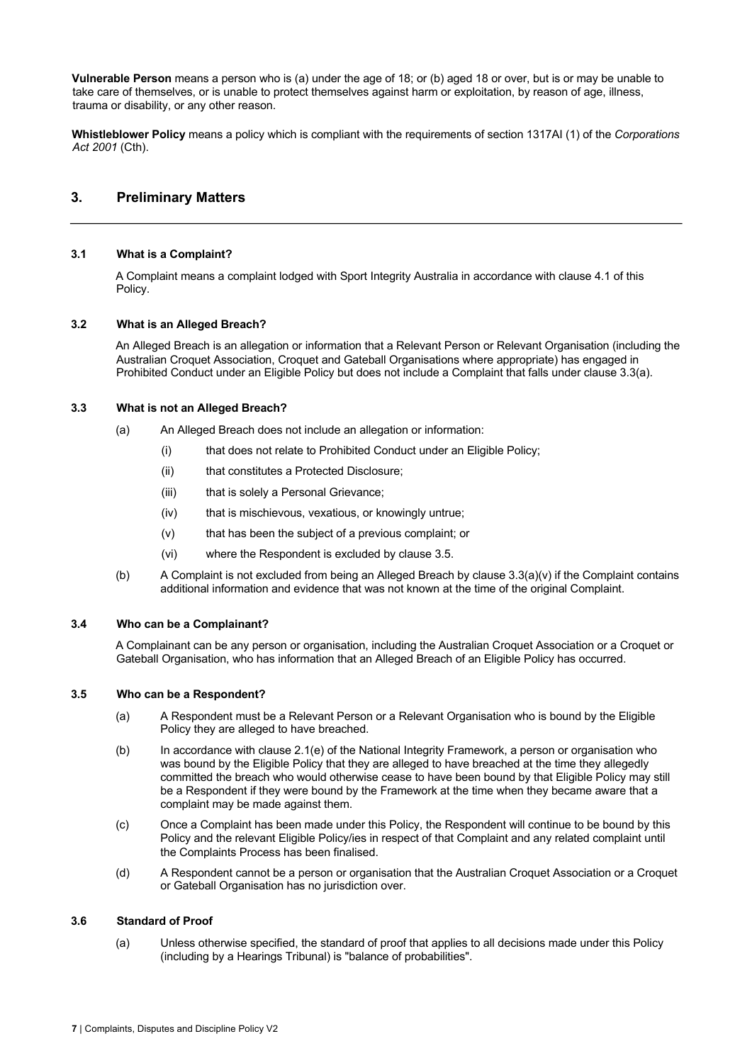**Vulnerable Person** means a person who is (a) under the age of 18; or (b) aged 18 or over, but is or may be unable to take care of themselves, or is unable to protect themselves against harm or exploitation, by reason of age, illness, trauma or disability, or any other reason.

**Whistleblower Policy** means a policy which is compliant with the requirements of section 1317AI (1) of the *Corporations Act 2001* (Cth).

## 3. Preliminary Matters

### 3.1 What is a Complaint?

A Complaint means a complaint lodged with Sport Integrity Australia in accordance with clause 4.1 of this Policy.

### 3.2 What is an Alleged Breach?

An Alleged Breach is an allegation or information that a Relevant Person or Relevant Organisation (including the Australian Croquet Association, Croquet and Gateball Organisations where appropriate) has engaged in Prohibited Conduct under an Eligible Policy but does not include a Complaint that falls under clause 3.3(a).

### 3.3 What is not an Alleged Breach?

(a) An Alleged Breach does not include an allegation or information:

- (i) that does not relate to Prohibited Conduct under an Eligible Policy;
- (ii) that constitutes a Protected Disclosure;
- (iii) that is solely a Personal Grievance;
- (iv) that is mischievous, vexatious, or knowingly untrue;
- (v) that has been the subject of a previous complaint; or
- (vi) where the Respondent is excluded by clause 3.5.

(b) A Complaint is not excluded from being an Alleged Breach by clause 3.3(a)(v) if the Complaint contains additional information and evidence that was not known at the time of the original Complaint.

### 3.4 Who can be a Complainant?

A Complainant can be any person or organisation, including the Australian Croquet Association or a Croquet or Gateball Organisation, who has information that an Alleged Breach of an Eligible Policy has occurred.

### 3.5 Who can be a Respondent?

(a) A Respondent must be a Relevant Person or a Relevant Organisation who is bound by the Eligible Policy they are alleged to have breached.

(b) In accordance with clause 2.1(e) of the National Integrity Framework, a person or organisation who was bound by the Eligible Policy that they are alleged to have breached at the time they allegedly committed the breach who would otherwise cease to have been bound by that Eligible Policy may still be a Respondent if they were bound by the Framework at the time when they became aware that a complaint may be made against them.

(c) Once a Complaint has been made under this Policy, the Respondent will continue to be bound by this Policy and the relevant Eligible Policy/ies in respect of that Complaint and any related complaint until the Complaints Process has been finalised.

(d) A Respondent cannot be a person or organisation that the Australian Croquet Association or a Croquet or Gateball Organisation has no jurisdiction over.

### 3.6 Standard of Proof

(a) Unless otherwise specified, the standard of proof that applies to all decisions made under this Policy (including by a Hearings Tribunal) is "balance of probabilities".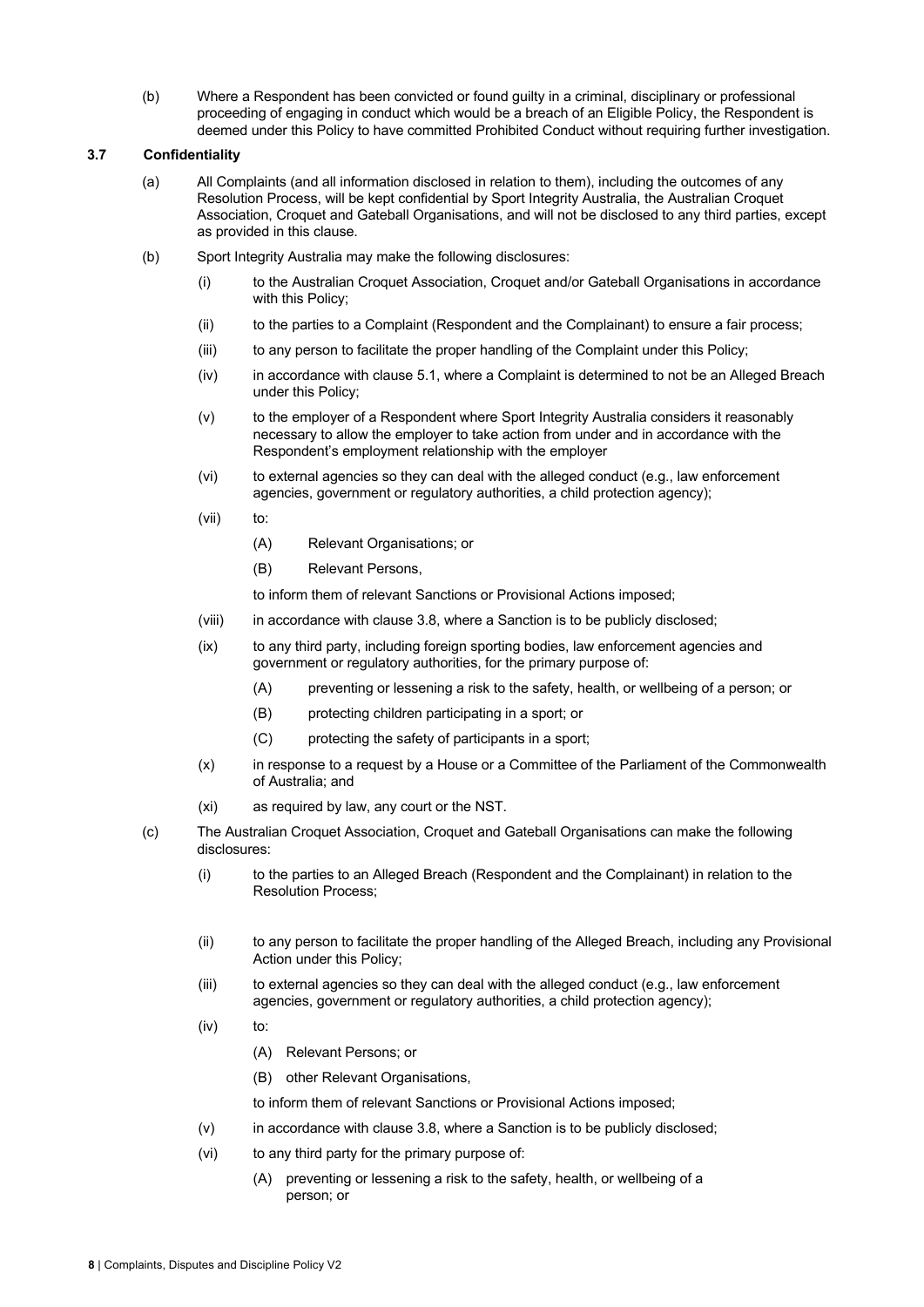(b) Where a Respondent has been convicted or found guilty in a criminal, disciplinary or professional proceeding of engaging in conduct which would be a breach of an Eligible Policy, the Respondent is deemed under this Policy to have committed Prohibited Conduct without requiring further investigation.

### 3.7 Confidentiality

(a) All Complaints (and all information disclosed in relation to them), including the outcomes of any Resolution Process, will be kept confidential by Sport Integrity Australia, the Australian Croquet Association, Croquet and Gateball Organisations, and will not be disclosed to any third parties, except as provided in this clause.

(b) Sport Integrity Australia may make the following disclosures:

(i) to the Australian Croquet Association, Croquet and/or Gateball Organisations in accordance with this Policy;

(ii) to the parties to a Complaint (Respondent and the Complainant) to ensure a fair process;

(iii) to any person to facilitate the proper handling of the Complaint under this Policy;

(iv) in accordance with clause 5.1, where a Complaint is determined to not be an Alleged Breach under this Policy;

(v) to the employer of a Respondent where Sport Integrity Australia considers it reasonably necessary to allow the employer to take action from under and in accordance with the Respondent's employment relationship with the employer

(vi) to external agencies so they can deal with the alleged conduct (e.g., law enforcement agencies, government or regulatory authorities, a child protection agency);

(vii) to:

(A) Relevant Organisations; or

(B) Relevant Persons,

to inform them of relevant Sanctions or Provisional Actions imposed;

(viii) in accordance with clause 3.8, where a Sanction is to be publicly disclosed;

(ix) to any third party, including foreign sporting bodies, law enforcement agencies and government or regulatory authorities, for the primary purpose of:

(A) preventing or lessening a risk to the safety, health, or wellbeing of a person; or

(B) protecting children participating in a sport; or

(C) protecting the safety of participants in a sport;

(x) in response to a request by a House or a Committee of the Parliament of the Commonwealth of Australia; and

(xi) as required by law, any court or the NST.

(c) The Australian Croquet Association, Croquet and Gateball Organisations can make the following disclosures:

(i) to the parties to an Alleged Breach (Respondent and the Complainant) in relation to the Resolution Process;

(ii) to any person to facilitate the proper handling of the Alleged Breach, including any Provisional Action under this Policy;

(iii) to external agencies so they can deal with the alleged conduct (e.g., law enforcement agencies, government or regulatory authorities, a child protection agency);

(iv) to:

(A) Relevant Persons; or

(B) other Relevant Organisations,

to inform them of relevant Sanctions or Provisional Actions imposed;

(v) in accordance with clause 3.8, where a Sanction is to be publicly disclosed;

(vi) to any third party for the primary purpose of:

(A) preventing or lessening a risk to the safety, health, or wellbeing of a person; or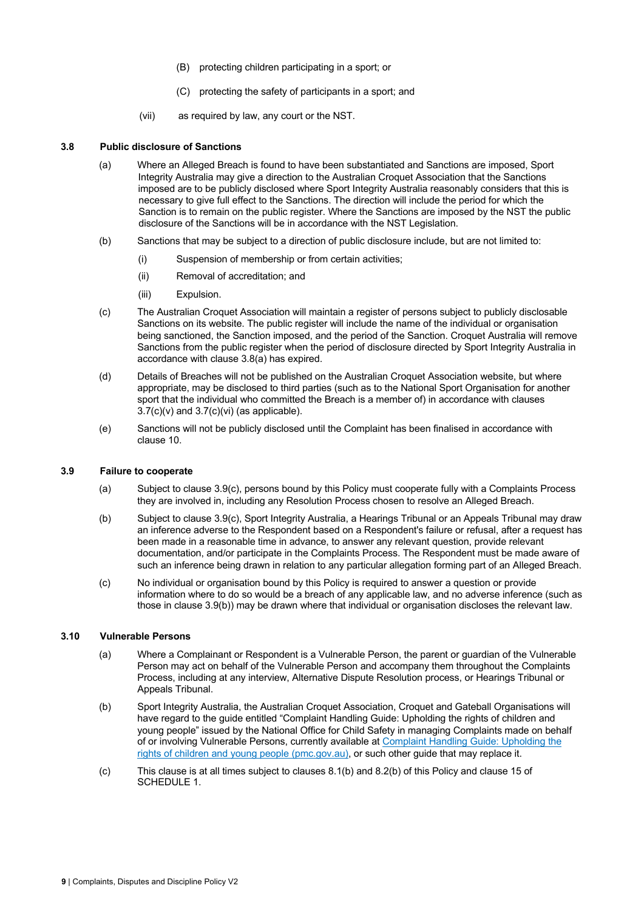(B) protecting children participating in a sport; or

(C) protecting the safety of participants in a sport; and

(vii) as required by law, any court or the NST.

### 3.8 Public disclosure of Sanctions

(a) Where an Alleged Breach is found to have been substantiated and Sanctions are imposed, Sport Integrity Australia may give a direction to the Australian Croquet Association that the Sanctions imposed are to be publicly disclosed where Sport Integrity Australia reasonably considers that this is necessary to give full effect to the Sanctions. The direction will include the period for which the Sanction is to remain on the public register. Where the Sanctions are imposed by the NST the public disclosure of the Sanctions will be in accordance with the NST Legislation.

(b) Sanctions that may be subject to a direction of public disclosure include, but are not limited to:

(i) Suspension of membership or from certain activities;

(ii) Removal of accreditation; and

(iii) Expulsion.

(c) The Australian Croquet Association will maintain a register of persons subject to publicly disclosable Sanctions on its website. The public register will include the name of the individual or organisation being sanctioned, the Sanction imposed, and the period of the Sanction. Croquet Australia will remove Sanctions from the public register when the period of disclosure directed by Sport Integrity Australia in accordance with clause 3.8(a) has expired.

(d) Details of Breaches will not be published on the Australian Croquet Association website, but where appropriate, may be disclosed to third parties (such as to the National Sport Organisation for another sport that the individual who committed the Breach is a member of) in accordance with clauses 3.7(c)(v) and 3.7(c)(vi) (as applicable).

(e) Sanctions will not be publicly disclosed until the Complaint has been finalised in accordance with clause 10.

### 3.9 Failure to cooperate

(a) Subject to clause 3.9(c), persons bound by this Policy must cooperate fully with a Complaints Process they are involved in, including any Resolution Process chosen to resolve an Alleged Breach.

(b) Subject to clause 3.9(c), Sport Integrity Australia, a Hearings Tribunal or an Appeals Tribunal may draw an inference adverse to the Respondent based on a Respondent's failure or refusal, after a request has been made in a reasonable time in advance, to answer any relevant question, provide relevant documentation, and/or participate in the Complaints Process. The Respondent must be made aware of such an inference being drawn in relation to any particular allegation forming part of an Alleged Breach.

(c) No individual or organisation bound by this Policy is required to answer a question or provide information where to do so would be a breach of any applicable law, and no adverse inference (such as those in clause 3.9(b)) may be drawn where that individual or organisation discloses the relevant law.

### 3.10 Vulnerable Persons

(a) Where a Complainant or Respondent is a Vulnerable Person, the parent or guardian of the Vulnerable Person may act on behalf of the Vulnerable Person and accompany them throughout the Complaints Process, including at any interview, Alternative Dispute Resolution process, or Hearings Tribunal or Appeals Tribunal.

(b) Sport Integrity Australia, the Australian Croquet Association, Croquet and Gateball Organisations will have regard to the guide entitled "Complaint Handling Guide: Upholding the rights of children and young people" issued by the National Office for Child Safety in managing Complaints made on behalf of or involving Vulnerable Persons, currently available at [Complaint Handling Guide: Upholding the rights of children and young people (pmc.gov.au)](pmc.gov.au), or such other guide that may replace it.

(c) This clause is at all times subject to clauses 8.1(b) and 8.2(b) of this Policy and clause 15 of SCHEDULE 1.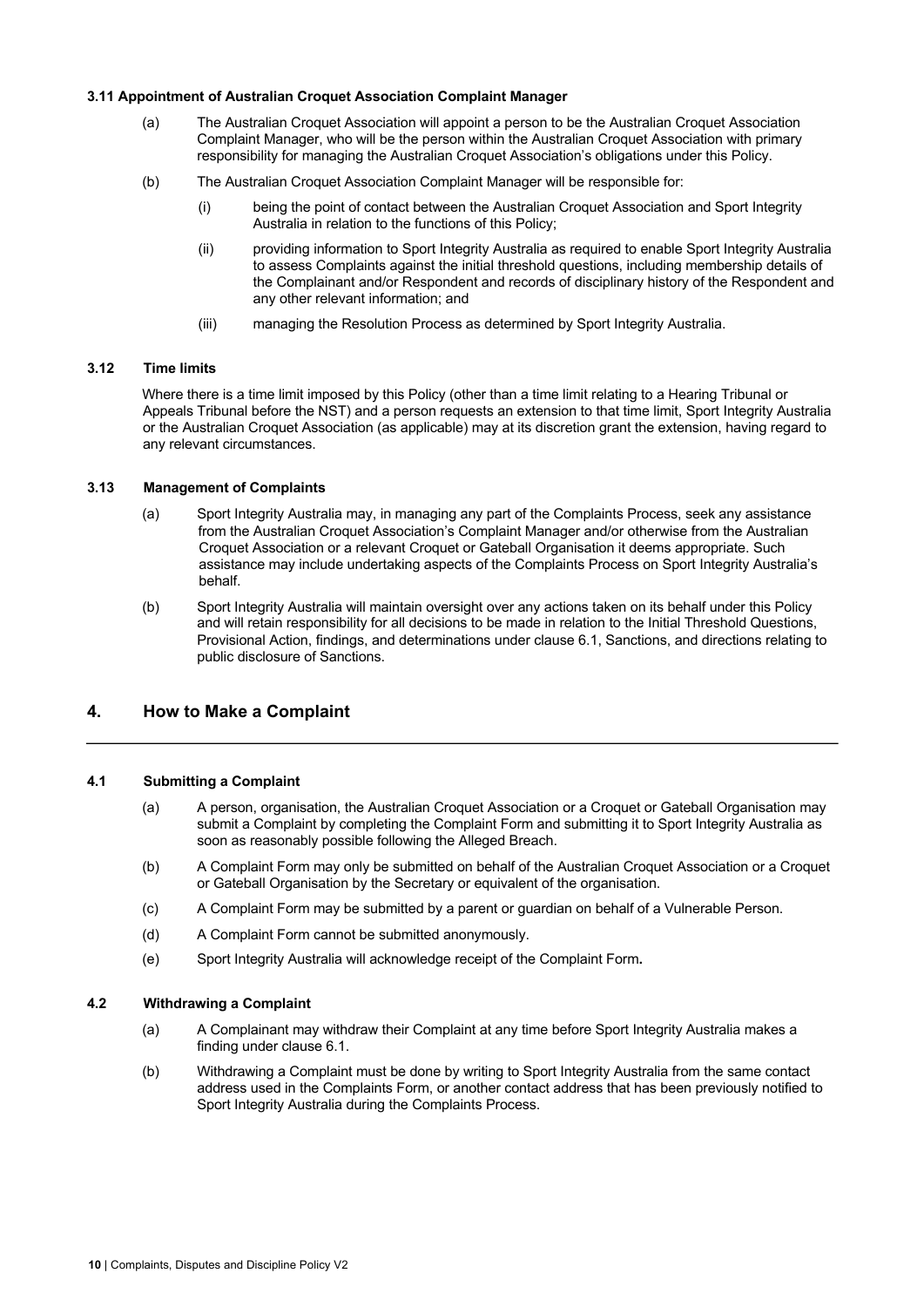### 3.11 Appointment of Australian Croquet Association Complaint Manager

(a) The Australian Croquet Association will appoint a person to be the Australian Croquet Association Complaint Manager, who will be the person within the Australian Croquet Association with primary responsibility for managing the Australian Croquet Association's obligations under this Policy.

(b) The Australian Croquet Association Complaint Manager will be responsible for:

(i) being the point of contact between the Australian Croquet Association and Sport Integrity Australia in relation to the functions of this Policy;

(ii) providing information to Sport Integrity Australia as required to enable Sport Integrity Australia to assess Complaints against the initial threshold questions, including membership details of the Complainant and/or Respondent and records of disciplinary history of the Respondent and any other relevant information; and

(iii) managing the Resolution Process as determined by Sport Integrity Australia.

### 3.12 Time limits

Where there is a time limit imposed by this Policy (other than a time limit relating to a Hearing Tribunal or Appeals Tribunal before the NST) and a person requests an extension to that time limit, Sport Integrity Australia or the Australian Croquet Association (as applicable) may at its discretion grant the extension, having regard to any relevant circumstances.

### 3.13 Management of Complaints

(a) Sport Integrity Australia may, in managing any part of the Complaints Process, seek any assistance from the Australian Croquet Association's Complaint Manager and/or otherwise from the Australian Croquet Association or a relevant Croquet or Gateball Organisation it deems appropriate. Such assistance may include undertaking aspects of the Complaints Process on Sport Integrity Australia's behalf.

(b) Sport Integrity Australia will maintain oversight over any actions taken on its behalf under this Policy and will retain responsibility for all decisions to be made in relation to the Initial Threshold Questions, Provisional Action, findings, and determinations under clause 6.1, Sanctions, and directions relating to public disclosure of Sanctions.

## 4. How to Make a Complaint

### 4.1 Submitting a Complaint

(a) A person, organisation, the Australian Croquet Association or a Croquet or Gateball Organisation may submit a Complaint by completing the Complaint Form and submitting it to Sport Integrity Australia as soon as reasonably possible following the Alleged Breach.

(b) A Complaint Form may only be submitted on behalf of the Australian Croquet Association or a Croquet or Gateball Organisation by the Secretary or equivalent of the organisation.

(c) A Complaint Form may be submitted by a parent or guardian on behalf of a Vulnerable Person.

(d) A Complaint Form cannot be submitted anonymously.

(e) Sport Integrity Australia will acknowledge receipt of the Complaint Form**.**

### 4.2 Withdrawing a Complaint

(a) A Complainant may withdraw their Complaint at any time before Sport Integrity Australia makes a finding under clause 6.1.

(b) Withdrawing a Complaint must be done by writing to Sport Integrity Australia from the same contact address used in the Complaints Form, or another contact address that has been previously notified to Sport Integrity Australia during the Complaints Process.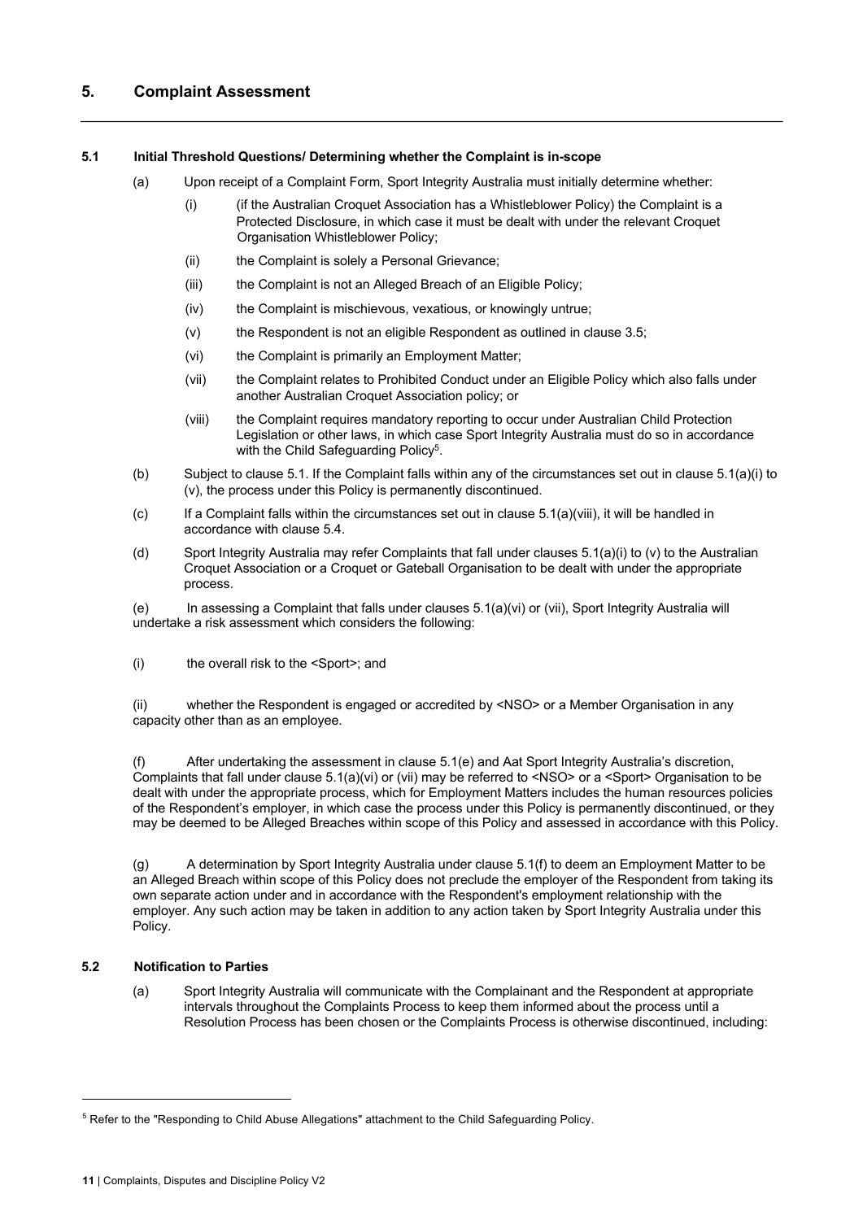## 5. Complaint Assessment

### 5.1 Initial Threshold Questions/ Determining whether the Complaint is in-scope

(a) Upon receipt of a Complaint Form, Sport Integrity Australia must initially determine whether:

(i) (if the Australian Croquet Association has a Whistleblower Policy) the Complaint is a Protected Disclosure, in which case it must be dealt with under the relevant Croquet Organisation Whistleblower Policy;

(ii) the Complaint is solely a Personal Grievance;

(iii) the Complaint is not an Alleged Breach of an Eligible Policy;

(iv) the Complaint is mischievous, vexatious, or knowingly untrue;

(v) the Respondent is not an eligible Respondent as outlined in clause 3.5;

(vi) the Complaint is primarily an Employment Matter;

(vii) the Complaint relates to Prohibited Conduct under an Eligible Policy which also falls under another Australian Croquet Association policy; or

(viii) the Complaint requires mandatory reporting to occur under Australian Child Protection Legislation or other laws, in which case Sport Integrity Australia must do so in accordance with the Child Safeguarding Policy[5].

(b) Subject to clause 5.1. If the Complaint falls within any of the circumstances set out in clause 5.1(a)(i) to (v), the process under this Policy is permanently discontinued.

(c) If a Complaint falls within the circumstances set out in clause 5.1(a)(viii), it will be handled in accordance with clause 5.4.

(d) Sport Integrity Australia may refer Complaints that fall under clauses 5.1(a)(i) to (v) to the Australian Croquet Association or a Croquet or Gateball Organisation to be dealt with under the appropriate process.

(e) In assessing a Complaint that falls under clauses 5.1(a)(vi) or (vii), Sport Integrity Australia will undertake a risk assessment which considers the following:

(i) the overall risk to the <Sport>; and

(ii) whether the Respondent is engaged or accredited by <NSO> or a Member Organisation in any capacity other than as an employee.

(f) After undertaking the assessment in clause 5.1(e) and Aat Sport Integrity Australia's discretion, Complaints that fall under clause 5.1(a)(vi) or (vii) may be referred to <NSO> or a <Sport> Organisation to be dealt with under the appropriate process, which for Employment Matters includes the human resources policies of the Respondent's employer, in which case the process under this Policy is permanently discontinued, or they may be deemed to be Alleged Breaches within scope of this Policy and assessed in accordance with this Policy.

(g) A determination by Sport Integrity Australia under clause 5.1(f) to deem an Employment Matter to be an Alleged Breach within scope of this Policy does not preclude the employer of the Respondent from taking its own separate action under and in accordance with the Respondent's employment relationship with the employer. Any such action may be taken in addition to any action taken by Sport Integrity Australia under this Policy.

### 5.2 Notification to Parties

(a) Sport Integrity Australia will communicate with the Complainant and the Respondent at appropriate intervals throughout the Complaints Process to keep them informed about the process until a Resolution Process has been chosen or the Complaints Process is otherwise discontinued, including:

---

[5] Refer to the "Responding to Child Abuse Allegations" attachment to the Child Safeguarding Policy.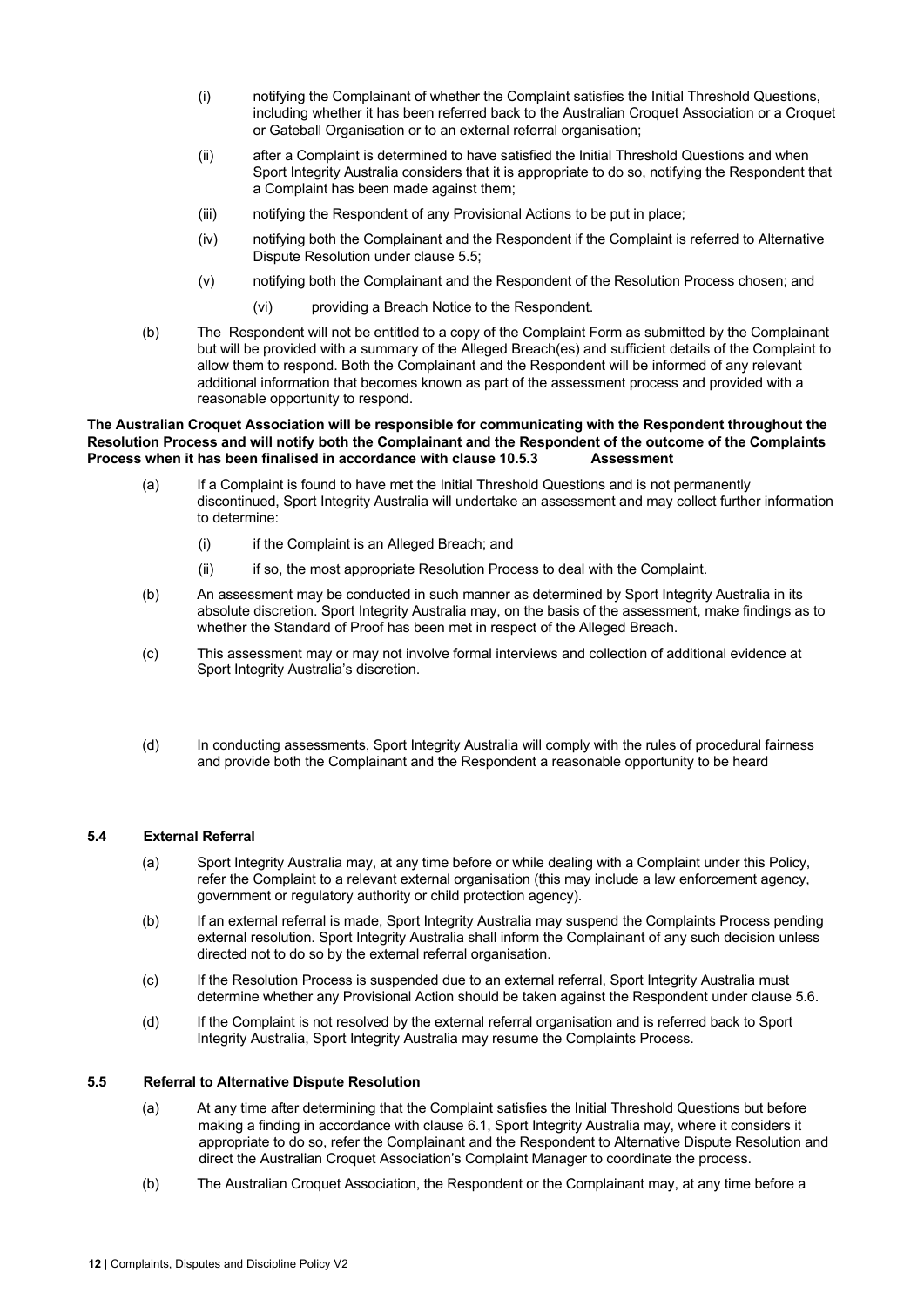(i) notifying the Complainant of whether the Complaint satisfies the Initial Threshold Questions, including whether it has been referred back to the Australian Croquet Association or a Croquet or Gateball Organisation or to an external referral organisation;

(ii) after a Complaint is determined to have satisfied the Initial Threshold Questions and when Sport Integrity Australia considers that it is appropriate to do so, notifying the Respondent that a Complaint has been made against them;

(iii) notifying the Respondent of any Provisional Actions to be put in place;

(iv) notifying both the Complainant and the Respondent if the Complaint is referred to Alternative Dispute Resolution under clause 5.5;

(v) notifying both the Complainant and the Respondent of the Resolution Process chosen; and

(vi) providing a Breach Notice to the Respondent.

(b) The Respondent will not be entitled to a copy of the Complaint Form as submitted by the Complainant but will be provided with a summary of the Alleged Breach(es) and sufficient details of the Complaint to allow them to respond. Both the Complainant and the Respondent will be informed of any relevant additional information that becomes known as part of the assessment process and provided with a reasonable opportunity to respond.

**The Australian Croquet Association will be responsible for communicating with the Respondent throughout the Resolution Process and will notify both the Complainant and the Respondent of the outcome of the Complaints Process when it has been finalised in accordance with clause 10.5.3 Assessment**

(a) If a Complaint is found to have met the Initial Threshold Questions and is not permanently discontinued, Sport Integrity Australia will undertake an assessment and may collect further information to determine:

(i) if the Complaint is an Alleged Breach; and

(ii) if so, the most appropriate Resolution Process to deal with the Complaint.

(b) An assessment may be conducted in such manner as determined by Sport Integrity Australia in its absolute discretion. Sport Integrity Australia may, on the basis of the assessment, make findings as to whether the Standard of Proof has been met in respect of the Alleged Breach.

(c) This assessment may or may not involve formal interviews and collection of additional evidence at Sport Integrity Australia's discretion.

(d) In conducting assessments, Sport Integrity Australia will comply with the rules of procedural fairness and provide both the Complainant and the Respondent a reasonable opportunity to be heard

### 5.4 External Referral

(a) Sport Integrity Australia may, at any time before or while dealing with a Complaint under this Policy, refer the Complaint to a relevant external organisation (this may include a law enforcement agency, government or regulatory authority or child protection agency).

(b) If an external referral is made, Sport Integrity Australia may suspend the Complaints Process pending external resolution. Sport Integrity Australia shall inform the Complainant of any such decision unless directed not to do so by the external referral organisation.

(c) If the Resolution Process is suspended due to an external referral, Sport Integrity Australia must determine whether any Provisional Action should be taken against the Respondent under clause 5.6.

(d) If the Complaint is not resolved by the external referral organisation and is referred back to Sport Integrity Australia, Sport Integrity Australia may resume the Complaints Process.

### 5.5 Referral to Alternative Dispute Resolution

(a) At any time after determining that the Complaint satisfies the Initial Threshold Questions but before making a finding in accordance with clause 6.1, Sport Integrity Australia may, where it considers it appropriate to do so, refer the Complainant and the Respondent to Alternative Dispute Resolution and direct the Australian Croquet Association's Complaint Manager to coordinate the process.

(b) The Australian Croquet Association, the Respondent or the Complainant may, at any time before a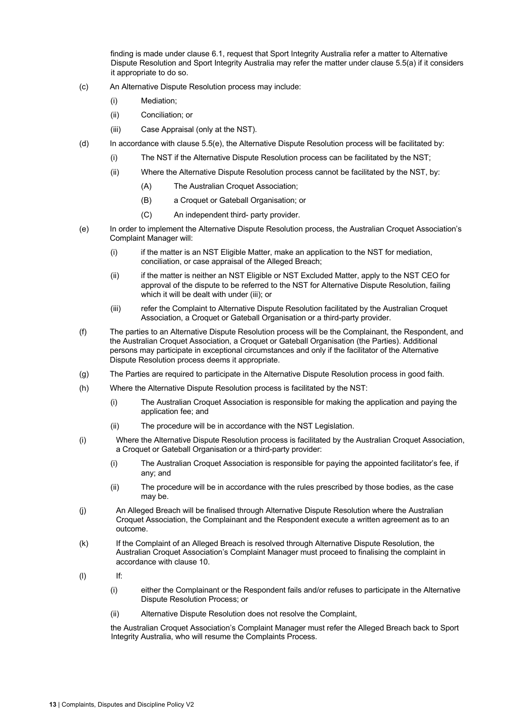finding is made under clause 6.1, request that Sport Integrity Australia refer a matter to Alternative Dispute Resolution and Sport Integrity Australia may refer the matter under clause 5.5(a) if it considers it appropriate to do so.

(c) An Alternative Dispute Resolution process may include:

  (i) Mediation;

  (ii) Conciliation; or

  (iii) Case Appraisal (only at the NST).

(d) In accordance with clause 5.5(e), the Alternative Dispute Resolution process will be facilitated by:

  (i) The NST if the Alternative Dispute Resolution process can be facilitated by the NST;

  (ii) Where the Alternative Dispute Resolution process cannot be facilitated by the NST, by:

    (A) The Australian Croquet Association;

    (B) a Croquet or Gateball Organisation; or

    (C) An independent third- party provider.

(e) In order to implement the Alternative Dispute Resolution process, the Australian Croquet Association's Complaint Manager will:

  (i) if the matter is an NST Eligible Matter, make an application to the NST for mediation, conciliation, or case appraisal of the Alleged Breach;

  (ii) if the matter is neither an NST Eligible or NST Excluded Matter, apply to the NST CEO for approval of the dispute to be referred to the NST for Alternative Dispute Resolution, failing which it will be dealt with under (iii); or

  (iii) refer the Complaint to Alternative Dispute Resolution facilitated by the Australian Croquet Association, a Croquet or Gateball Organisation or a third-party provider.

(f) The parties to an Alternative Dispute Resolution process will be the Complainant, the Respondent, and the Australian Croquet Association, a Croquet or Gateball Organisation (the Parties). Additional persons may participate in exceptional circumstances and only if the facilitator of the Alternative Dispute Resolution process deems it appropriate.

(g) The Parties are required to participate in the Alternative Dispute Resolution process in good faith.

(h) Where the Alternative Dispute Resolution process is facilitated by the NST:

  (i) The Australian Croquet Association is responsible for making the application and paying the application fee; and

  (ii) The procedure will be in accordance with the NST Legislation.

(i) Where the Alternative Dispute Resolution process is facilitated by the Australian Croquet Association, a Croquet or Gateball Organisation or a third-party provider:

  (i) The Australian Croquet Association is responsible for paying the appointed facilitator's fee, if any; and

  (ii) The procedure will be in accordance with the rules prescribed by those bodies, as the case may be.

(j) An Alleged Breach will be finalised through Alternative Dispute Resolution where the Australian Croquet Association, the Complainant and the Respondent execute a written agreement as to an outcome.

(k) If the Complaint of an Alleged Breach is resolved through Alternative Dispute Resolution, the Australian Croquet Association's Complaint Manager must proceed to finalising the complaint in accordance with clause 10.

(l) If:

  (i) either the Complainant or the Respondent fails and/or refuses to participate in the Alternative Dispute Resolution Process; or

  (ii) Alternative Dispute Resolution does not resolve the Complaint,

the Australian Croquet Association's Complaint Manager must refer the Alleged Breach back to Sport Integrity Australia, who will resume the Complaints Process.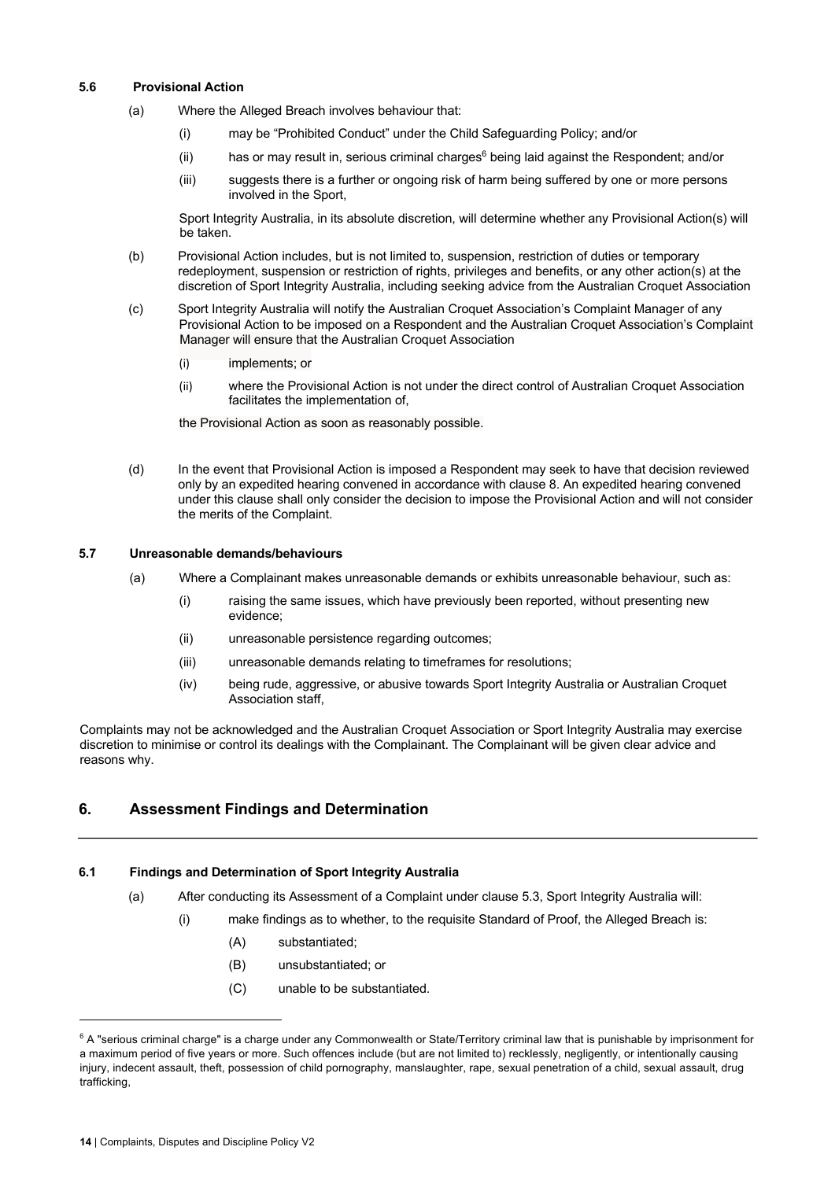### 5.6 Provisional Action

(a) Where the Alleged Breach involves behaviour that:

(i) may be "Prohibited Conduct" under the Child Safeguarding Policy; and/or

(ii) has or may result in, serious criminal charges[6] being laid against the Respondent; and/or

(iii) suggests there is a further or ongoing risk of harm being suffered by one or more persons involved in the Sport,

Sport Integrity Australia, in its absolute discretion, will determine whether any Provisional Action(s) will be taken.

(b) Provisional Action includes, but is not limited to, suspension, restriction of duties or temporary redeployment, suspension or restriction of rights, privileges and benefits, or any other action(s) at the discretion of Sport Integrity Australia, including seeking advice from the Australian Croquet Association

(c) Sport Integrity Australia will notify the Australian Croquet Association's Complaint Manager of any Provisional Action to be imposed on a Respondent and the Australian Croquet Association's Complaint Manager will ensure that the Australian Croquet Association

(i) implements; or

(ii) where the Provisional Action is not under the direct control of Australian Croquet Association facilitates the implementation of,

the Provisional Action as soon as reasonably possible.

(d) In the event that Provisional Action is imposed a Respondent may seek to have that decision reviewed only by an expedited hearing convened in accordance with clause 8. An expedited hearing convened under this clause shall only consider the decision to impose the Provisional Action and will not consider the merits of the Complaint.

### 5.7 Unreasonable demands/behaviours

(a) Where a Complainant makes unreasonable demands or exhibits unreasonable behaviour, such as:

(i) raising the same issues, which have previously been reported, without presenting new evidence;

(ii) unreasonable persistence regarding outcomes;

(iii) unreasonable demands relating to timeframes for resolutions;

(iv) being rude, aggressive, or abusive towards Sport Integrity Australia or Australian Croquet Association staff,

Complaints may not be acknowledged and the Australian Croquet Association or Sport Integrity Australia may exercise discretion to minimise or control its dealings with the Complainant. The Complainant will be given clear advice and reasons why.

## 6. Assessment Findings and Determination

### 6.1 Findings and Determination of Sport Integrity Australia

(a) After conducting its Assessment of a Complaint under clause 5.3, Sport Integrity Australia will:

(i) make findings as to whether, to the requisite Standard of Proof, the Alleged Breach is:

(A) substantiated;

(B) unsubstantiated; or

(C) unable to be substantiated.

---

[6] A "serious criminal charge" is a charge under any Commonwealth or State/Territory criminal law that is punishable by imprisonment for a maximum period of five years or more. Such offences include (but are not limited to) recklessly, negligently, or intentionally causing injury, indecent assault, theft, possession of child pornography, manslaughter, rape, sexual penetration of a child, sexual assault, drug trafficking,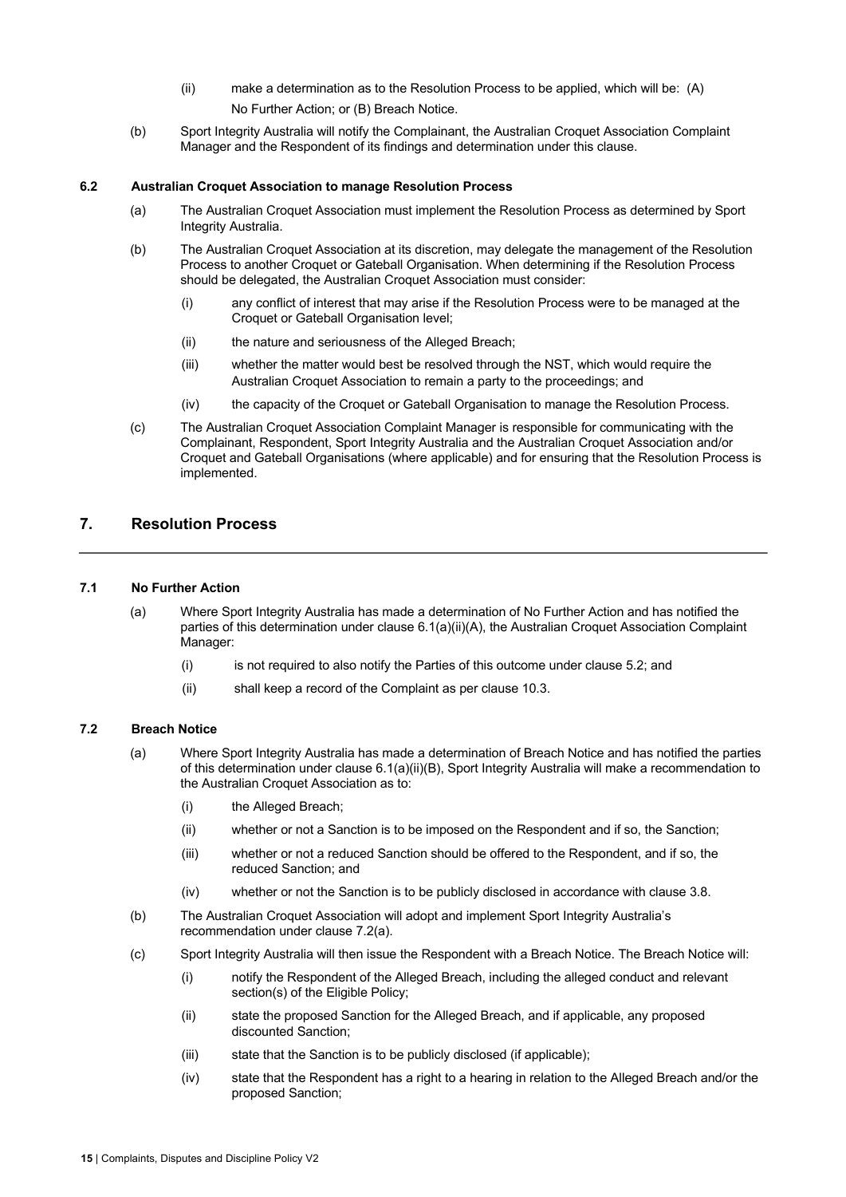(ii) make a determination as to the Resolution Process to be applied, which will be: (A) No Further Action; or (B) Breach Notice.

(b) Sport Integrity Australia will notify the Complainant, the Australian Croquet Association Complaint Manager and the Respondent of its findings and determination under this clause.

### 6.2 Australian Croquet Association to manage Resolution Process

(a) The Australian Croquet Association must implement the Resolution Process as determined by Sport Integrity Australia.

(b) The Australian Croquet Association at its discretion, may delegate the management of the Resolution Process to another Croquet or Gateball Organisation. When determining if the Resolution Process should be delegated, the Australian Croquet Association must consider:

- (i) any conflict of interest that may arise if the Resolution Process were to be managed at the Croquet or Gateball Organisation level;
- (ii) the nature and seriousness of the Alleged Breach;
- (iii) whether the matter would best be resolved through the NST, which would require the Australian Croquet Association to remain a party to the proceedings; and
- (iv) the capacity of the Croquet or Gateball Organisation to manage the Resolution Process.

(c) The Australian Croquet Association Complaint Manager is responsible for communicating with the Complainant, Respondent, Sport Integrity Australia and the Australian Croquet Association and/or Croquet and Gateball Organisations (where applicable) and for ensuring that the Resolution Process is implemented.

## 7. Resolution Process

### 7.1 No Further Action

(a) Where Sport Integrity Australia has made a determination of No Further Action and has notified the parties of this determination under clause 6.1(a)(ii)(A), the Australian Croquet Association Complaint Manager:

- (i) is not required to also notify the Parties of this outcome under clause 5.2; and
- (ii) shall keep a record of the Complaint as per clause 10.3.

### 7.2 Breach Notice

(a) Where Sport Integrity Australia has made a determination of Breach Notice and has notified the parties of this determination under clause 6.1(a)(ii)(B), Sport Integrity Australia will make a recommendation to the Australian Croquet Association as to:

- (i) the Alleged Breach;
- (ii) whether or not a Sanction is to be imposed on the Respondent and if so, the Sanction;
- (iii) whether or not a reduced Sanction should be offered to the Respondent, and if so, the reduced Sanction; and
- (iv) whether or not the Sanction is to be publicly disclosed in accordance with clause 3.8.

(b) The Australian Croquet Association will adopt and implement Sport Integrity Australia's recommendation under clause 7.2(a).

(c) Sport Integrity Australia will then issue the Respondent with a Breach Notice. The Breach Notice will:

- (i) notify the Respondent of the Alleged Breach, including the alleged conduct and relevant section(s) of the Eligible Policy;
- (ii) state the proposed Sanction for the Alleged Breach, and if applicable, any proposed discounted Sanction;
- (iii) state that the Sanction is to be publicly disclosed (if applicable);
- (iv) state that the Respondent has a right to a hearing in relation to the Alleged Breach and/or the proposed Sanction;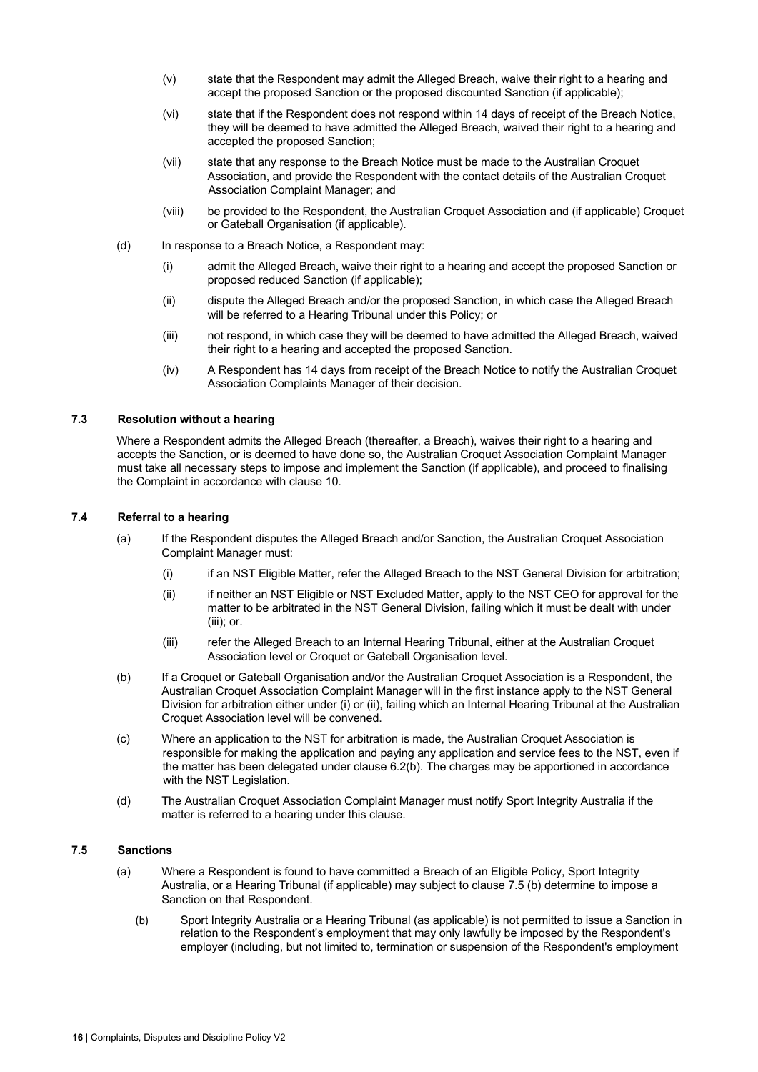(v) state that the Respondent may admit the Alleged Breach, waive their right to a hearing and accept the proposed Sanction or the proposed discounted Sanction (if applicable);

(vi) state that if the Respondent does not respond within 14 days of receipt of the Breach Notice, they will be deemed to have admitted the Alleged Breach, waived their right to a hearing and accepted the proposed Sanction;

(vii) state that any response to the Breach Notice must be made to the Australian Croquet Association, and provide the Respondent with the contact details of the Australian Croquet Association Complaint Manager; and

(viii) be provided to the Respondent, the Australian Croquet Association and (if applicable) Croquet or Gateball Organisation (if applicable).

(d) In response to a Breach Notice, a Respondent may:

(i) admit the Alleged Breach, waive their right to a hearing and accept the proposed Sanction or proposed reduced Sanction (if applicable);

(ii) dispute the Alleged Breach and/or the proposed Sanction, in which case the Alleged Breach will be referred to a Hearing Tribunal under this Policy; or

(iii) not respond, in which case they will be deemed to have admitted the Alleged Breach, waived their right to a hearing and accepted the proposed Sanction.

(iv) A Respondent has 14 days from receipt of the Breach Notice to notify the Australian Croquet Association Complaints Manager of their decision.

### 7.3 Resolution without a hearing

Where a Respondent admits the Alleged Breach (thereafter, a Breach), waives their right to a hearing and accepts the Sanction, or is deemed to have done so, the Australian Croquet Association Complaint Manager must take all necessary steps to impose and implement the Sanction (if applicable), and proceed to finalising the Complaint in accordance with clause 10.

### 7.4 Referral to a hearing

(a) If the Respondent disputes the Alleged Breach and/or Sanction, the Australian Croquet Association Complaint Manager must:

(i) if an NST Eligible Matter, refer the Alleged Breach to the NST General Division for arbitration;

(ii) if neither an NST Eligible or NST Excluded Matter, apply to the NST CEO for approval for the matter to be arbitrated in the NST General Division, failing which it must be dealt with under (iii); or.

(iii) refer the Alleged Breach to an Internal Hearing Tribunal, either at the Australian Croquet Association level or Croquet or Gateball Organisation level.

(b) If a Croquet or Gateball Organisation and/or the Australian Croquet Association is a Respondent, the Australian Croquet Association Complaint Manager will in the first instance apply to the NST General Division for arbitration either under (i) or (ii), failing which an Internal Hearing Tribunal at the Australian Croquet Association level will be convened.

(c) Where an application to the NST for arbitration is made, the Australian Croquet Association is responsible for making the application and paying any application and service fees to the NST, even if the matter has been delegated under clause 6.2(b). The charges may be apportioned in accordance with the NST Legislation.

(d) The Australian Croquet Association Complaint Manager must notify Sport Integrity Australia if the matter is referred to a hearing under this clause.

### 7.5 Sanctions

(a) Where a Respondent is found to have committed a Breach of an Eligible Policy, Sport Integrity Australia, or a Hearing Tribunal (if applicable) may subject to clause 7.5 (b) determine to impose a Sanction on that Respondent.

(b) Sport Integrity Australia or a Hearing Tribunal (as applicable) is not permitted to issue a Sanction in relation to the Respondent's employment that may only lawfully be imposed by the Respondent's employer (including, but not limited to, termination or suspension of the Respondent's employment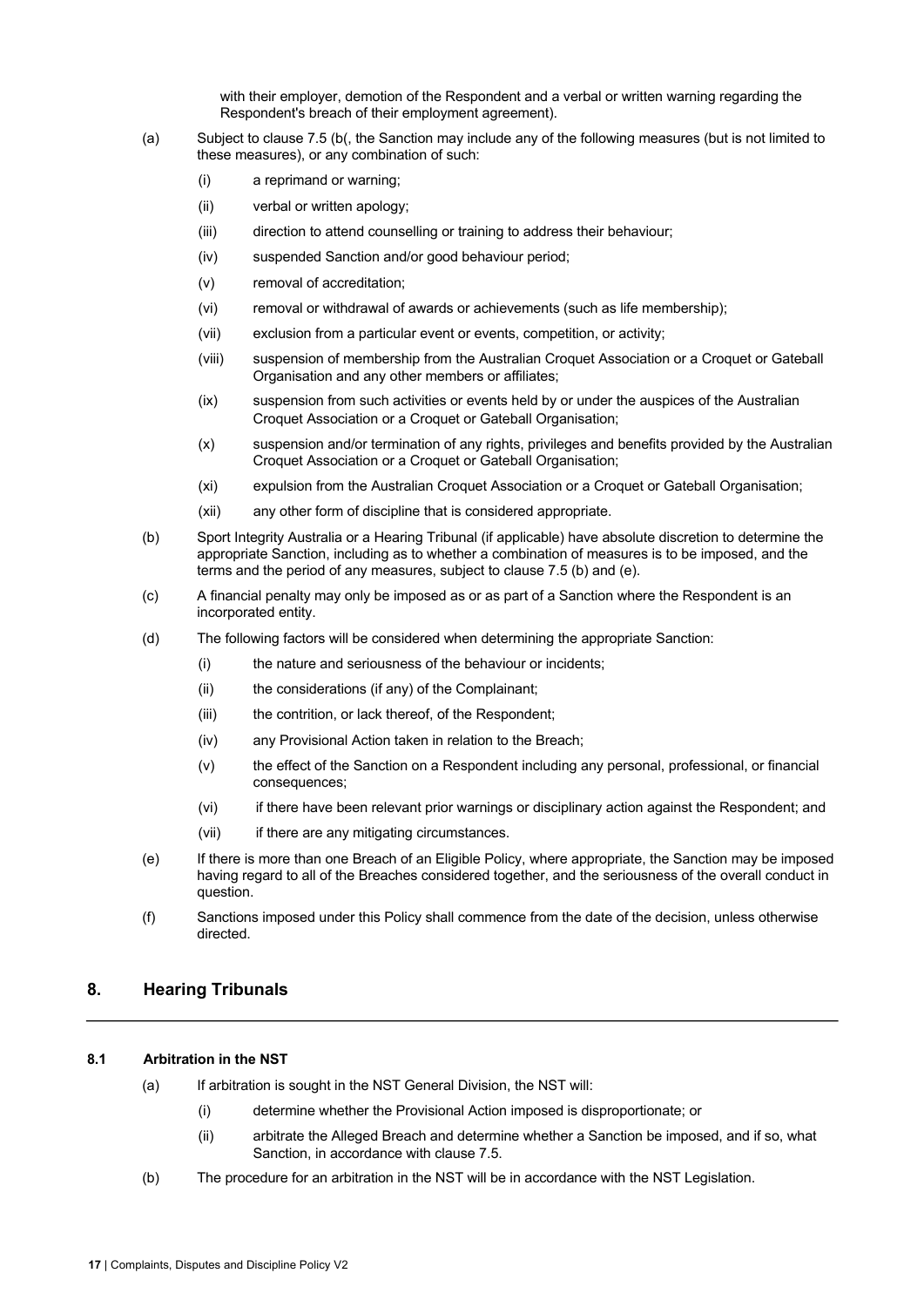with their employer, demotion of the Respondent and a verbal or written warning regarding the Respondent's breach of their employment agreement).

(a) Subject to clause 7.5 (b(, the Sanction may include any of the following measures (but is not limited to these measures), or any combination of such:

  (i) a reprimand or warning;

  (ii) verbal or written apology;

  (iii) direction to attend counselling or training to address their behaviour;

  (iv) suspended Sanction and/or good behaviour period;

  (v) removal of accreditation;

  (vi) removal or withdrawal of awards or achievements (such as life membership);

  (vii) exclusion from a particular event or events, competition, or activity;

  (viii) suspension of membership from the Australian Croquet Association or a Croquet or Gateball Organisation and any other members or affiliates;

  (ix) suspension from such activities or events held by or under the auspices of the Australian Croquet Association or a Croquet or Gateball Organisation;

  (x) suspension and/or termination of any rights, privileges and benefits provided by the Australian Croquet Association or a Croquet or Gateball Organisation;

  (xi) expulsion from the Australian Croquet Association or a Croquet or Gateball Organisation;

  (xii) any other form of discipline that is considered appropriate.

(b) Sport Integrity Australia or a Hearing Tribunal (if applicable) have absolute discretion to determine the appropriate Sanction, including as to whether a combination of measures is to be imposed, and the terms and the period of any measures, subject to clause 7.5 (b) and (e).

(c) A financial penalty may only be imposed as or as part of a Sanction where the Respondent is an incorporated entity.

(d) The following factors will be considered when determining the appropriate Sanction:

  (i) the nature and seriousness of the behaviour or incidents;

  (ii) the considerations (if any) of the Complainant;

  (iii) the contrition, or lack thereof, of the Respondent;

  (iv) any Provisional Action taken in relation to the Breach;

  (v) the effect of the Sanction on a Respondent including any personal, professional, or financial consequences;

  (vi) if there have been relevant prior warnings or disciplinary action against the Respondent; and

  (vii) if there are any mitigating circumstances.

(e) If there is more than one Breach of an Eligible Policy, where appropriate, the Sanction may be imposed having regard to all of the Breaches considered together, and the seriousness of the overall conduct in question.

(f) Sanctions imposed under this Policy shall commence from the date of the decision, unless otherwise directed.

## 8. Hearing Tribunals

### 8.1 Arbitration in the NST

(a) If arbitration is sought in the NST General Division, the NST will:

  (i) determine whether the Provisional Action imposed is disproportionate; or

  (ii) arbitrate the Alleged Breach and determine whether a Sanction be imposed, and if so, what Sanction, in accordance with clause 7.5.

(b) The procedure for an arbitration in the NST will be in accordance with the NST Legislation.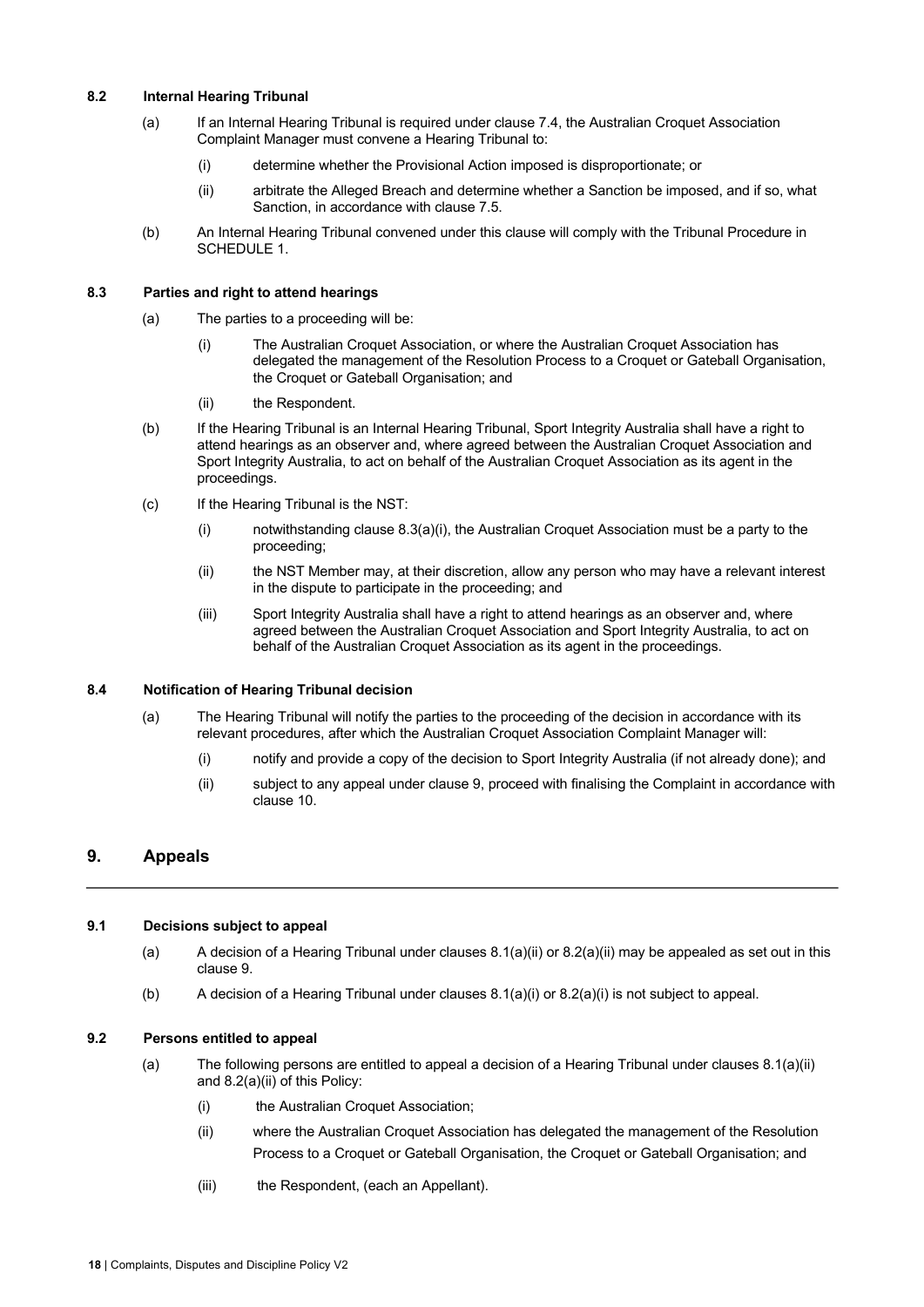### 8.2 Internal Hearing Tribunal

(a) If an Internal Hearing Tribunal is required under clause 7.4, the Australian Croquet Association Complaint Manager must convene a Hearing Tribunal to:

   (i) determine whether the Provisional Action imposed is disproportionate; or

   (ii) arbitrate the Alleged Breach and determine whether a Sanction be imposed, and if so, what Sanction, in accordance with clause 7.5.

(b) An Internal Hearing Tribunal convened under this clause will comply with the Tribunal Procedure in SCHEDULE 1.

### 8.3 Parties and right to attend hearings

(a) The parties to a proceeding will be:

   (i) The Australian Croquet Association, or where the Australian Croquet Association has delegated the management of the Resolution Process to a Croquet or Gateball Organisation, the Croquet or Gateball Organisation; and

   (ii) the Respondent.

(b) If the Hearing Tribunal is an Internal Hearing Tribunal, Sport Integrity Australia shall have a right to attend hearings as an observer and, where agreed between the Australian Croquet Association and Sport Integrity Australia, to act on behalf of the Australian Croquet Association as its agent in the proceedings.

(c) If the Hearing Tribunal is the NST:

   (i) notwithstanding clause 8.3(a)(i), the Australian Croquet Association must be a party to the proceeding;

   (ii) the NST Member may, at their discretion, allow any person who may have a relevant interest in the dispute to participate in the proceeding; and

   (iii) Sport Integrity Australia shall have a right to attend hearings as an observer and, where agreed between the Australian Croquet Association and Sport Integrity Australia, to act on behalf of the Australian Croquet Association as its agent in the proceedings.

### 8.4 Notification of Hearing Tribunal decision

(a) The Hearing Tribunal will notify the parties to the proceeding of the decision in accordance with its relevant procedures, after which the Australian Croquet Association Complaint Manager will:

   (i) notify and provide a copy of the decision to Sport Integrity Australia (if not already done); and

   (ii) subject to any appeal under clause 9, proceed with finalising the Complaint in accordance with clause 10.

## 9. Appeals

### 9.1 Decisions subject to appeal

(a) A decision of a Hearing Tribunal under clauses 8.1(a)(ii) or 8.2(a)(ii) may be appealed as set out in this clause 9.

(b) A decision of a Hearing Tribunal under clauses 8.1(a)(i) or 8.2(a)(i) is not subject to appeal.

### 9.2 Persons entitled to appeal

(a) The following persons are entitled to appeal a decision of a Hearing Tribunal under clauses 8.1(a)(ii) and 8.2(a)(ii) of this Policy:

   (i) the Australian Croquet Association;

   (ii) where the Australian Croquet Association has delegated the management of the Resolution Process to a Croquet or Gateball Organisation, the Croquet or Gateball Organisation; and

   (iii) the Respondent, (each an Appellant).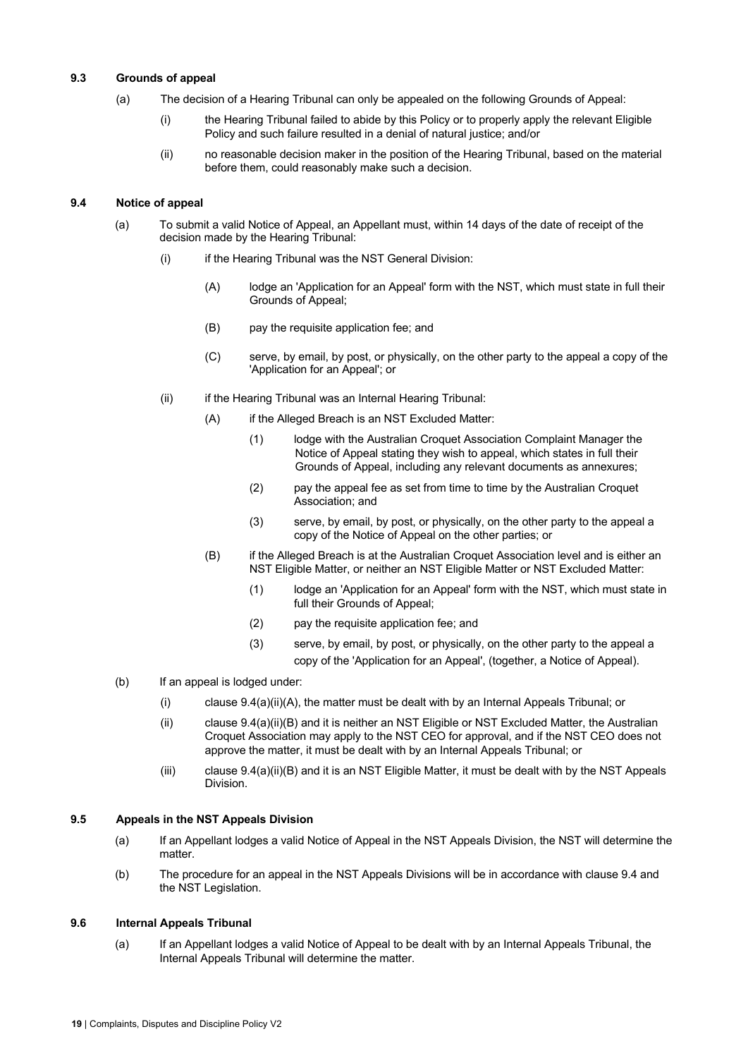### 9.3 Grounds of appeal

(a) The decision of a Hearing Tribunal can only be appealed on the following Grounds of Appeal:

(i) the Hearing Tribunal failed to abide by this Policy or to properly apply the relevant Eligible Policy and such failure resulted in a denial of natural justice; and/or

(ii) no reasonable decision maker in the position of the Hearing Tribunal, based on the material before them, could reasonably make such a decision.

### 9.4 Notice of appeal

(a) To submit a valid Notice of Appeal, an Appellant must, within 14 days of the date of receipt of the decision made by the Hearing Tribunal:

(i) if the Hearing Tribunal was the NST General Division:

(A) lodge an 'Application for an Appeal' form with the NST, which must state in full their Grounds of Appeal;

(B) pay the requisite application fee; and

(C) serve, by email, by post, or physically, on the other party to the appeal a copy of the 'Application for an Appeal'; or

(ii) if the Hearing Tribunal was an Internal Hearing Tribunal:

(A) if the Alleged Breach is an NST Excluded Matter:

(1) lodge with the Australian Croquet Association Complaint Manager the Notice of Appeal stating they wish to appeal, which states in full their Grounds of Appeal, including any relevant documents as annexures;

(2) pay the appeal fee as set from time to time by the Australian Croquet Association; and

(3) serve, by email, by post, or physically, on the other party to the appeal a copy of the Notice of Appeal on the other parties; or

(B) if the Alleged Breach is at the Australian Croquet Association level and is either an NST Eligible Matter, or neither an NST Eligible Matter or NST Excluded Matter:

(1) lodge an 'Application for an Appeal' form with the NST, which must state in full their Grounds of Appeal;

(2) pay the requisite application fee; and

(3) serve, by email, by post, or physically, on the other party to the appeal a copy of the 'Application for an Appeal', (together, a Notice of Appeal).

(b) If an appeal is lodged under:

(i) clause 9.4(a)(ii)(A), the matter must be dealt with by an Internal Appeals Tribunal; or

(ii) clause 9.4(a)(ii)(B) and it is neither an NST Eligible or NST Excluded Matter, the Australian Croquet Association may apply to the NST CEO for approval, and if the NST CEO does not approve the matter, it must be dealt with by an Internal Appeals Tribunal; or

(iii) clause 9.4(a)(ii)(B) and it is an NST Eligible Matter, it must be dealt with by the NST Appeals Division.

### 9.5 Appeals in the NST Appeals Division

(a) If an Appellant lodges a valid Notice of Appeal in the NST Appeals Division, the NST will determine the matter.

(b) The procedure for an appeal in the NST Appeals Divisions will be in accordance with clause 9.4 and the NST Legislation.

### 9.6 Internal Appeals Tribunal

(a) If an Appellant lodges a valid Notice of Appeal to be dealt with by an Internal Appeals Tribunal, the Internal Appeals Tribunal will determine the matter.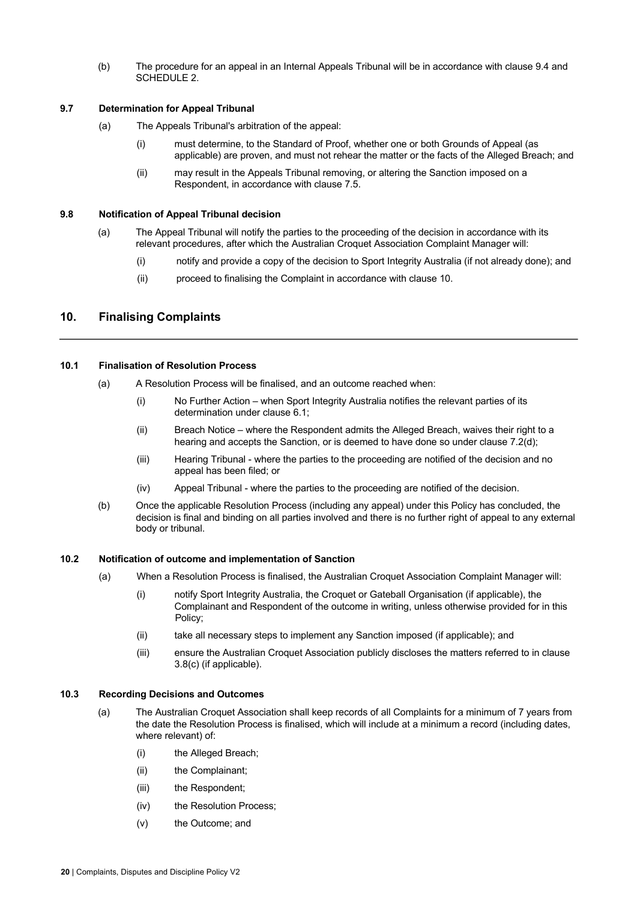(b) The procedure for an appeal in an Internal Appeals Tribunal will be in accordance with clause 9.4 and SCHEDULE 2.

### 9.7 Determination for Appeal Tribunal

(a) The Appeals Tribunal's arbitration of the appeal:

(i) must determine, to the Standard of Proof, whether one or both Grounds of Appeal (as applicable) are proven, and must not rehear the matter or the facts of the Alleged Breach; and

(ii) may result in the Appeals Tribunal removing, or altering the Sanction imposed on a Respondent, in accordance with clause 7.5.

### 9.8 Notification of Appeal Tribunal decision

(a) The Appeal Tribunal will notify the parties to the proceeding of the decision in accordance with its relevant procedures, after which the Australian Croquet Association Complaint Manager will:

(i) notify and provide a copy of the decision to Sport Integrity Australia (if not already done); and

(ii) proceed to finalising the Complaint in accordance with clause 10.

## 10. Finalising Complaints

### 10.1 Finalisation of Resolution Process

(a) A Resolution Process will be finalised, and an outcome reached when:

(i) No Further Action – when Sport Integrity Australia notifies the relevant parties of its determination under clause 6.1;

(ii) Breach Notice – where the Respondent admits the Alleged Breach, waives their right to a hearing and accepts the Sanction, or is deemed to have done so under clause 7.2(d);

(iii) Hearing Tribunal - where the parties to the proceeding are notified of the decision and no appeal has been filed; or

(iv) Appeal Tribunal - where the parties to the proceeding are notified of the decision.

(b) Once the applicable Resolution Process (including any appeal) under this Policy has concluded, the decision is final and binding on all parties involved and there is no further right of appeal to any external body or tribunal.

### 10.2 Notification of outcome and implementation of Sanction

(a) When a Resolution Process is finalised, the Australian Croquet Association Complaint Manager will:

(i) notify Sport Integrity Australia, the Croquet or Gateball Organisation (if applicable), the Complainant and Respondent of the outcome in writing, unless otherwise provided for in this Policy;

(ii) take all necessary steps to implement any Sanction imposed (if applicable); and

(iii) ensure the Australian Croquet Association publicly discloses the matters referred to in clause 3.8(c) (if applicable).

### 10.3 Recording Decisions and Outcomes

(a) The Australian Croquet Association shall keep records of all Complaints for a minimum of 7 years from the date the Resolution Process is finalised, which will include at a minimum a record (including dates, where relevant) of:

(i) the Alleged Breach;

(ii) the Complainant;

(iii) the Respondent;

(iv) the Resolution Process;

(v) the Outcome; and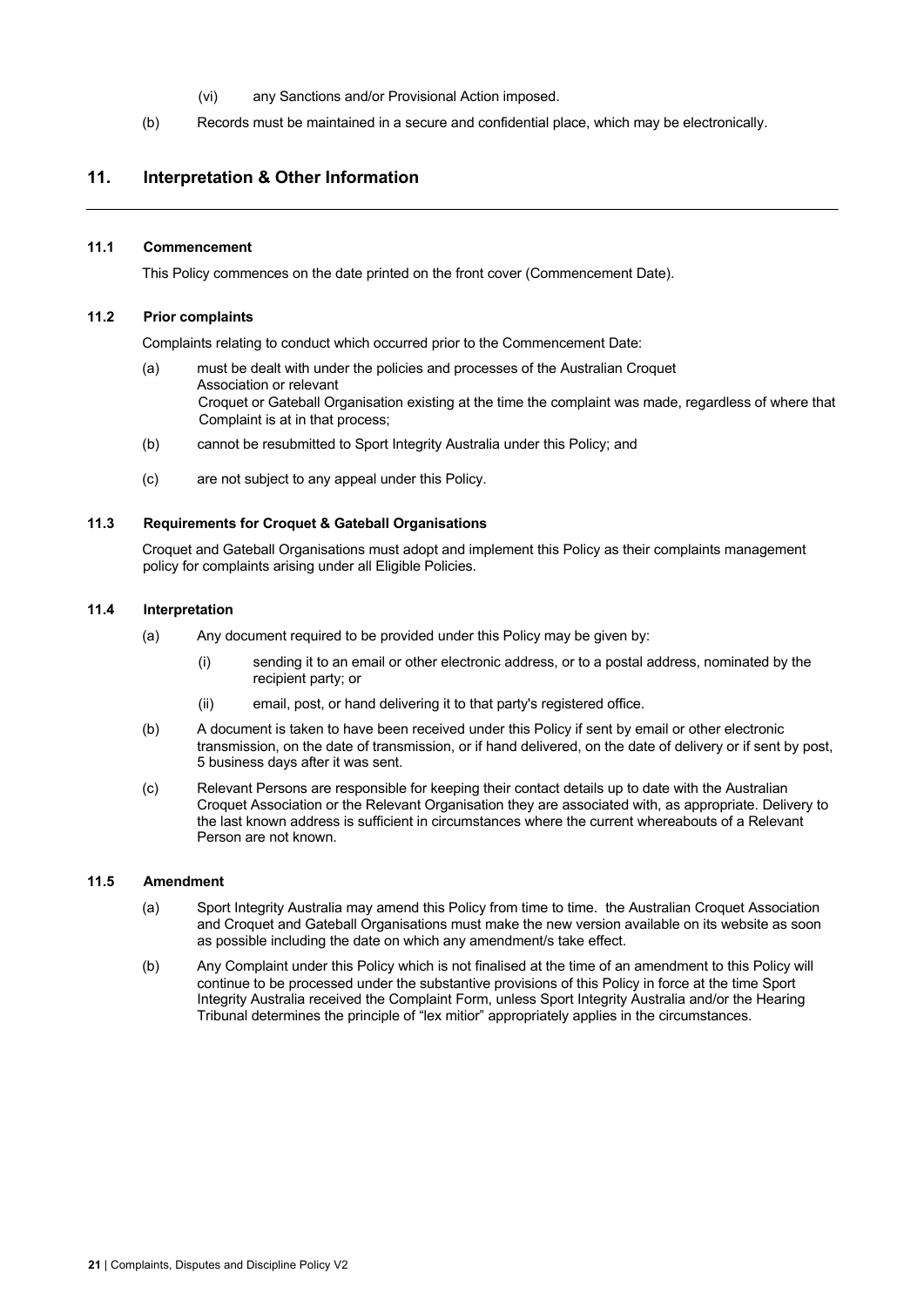(vi) any Sanctions and/or Provisional Action imposed.

(b) Records must be maintained in a secure and confidential place, which may be electronically.

## 11. Interpretation & Other Information

### 11.1 Commencement

This Policy commences on the date printed on the front cover (Commencement Date).

### 11.2 Prior complaints

Complaints relating to conduct which occurred prior to the Commencement Date:

(a) must be dealt with under the policies and processes of the Australian Croquet Association or relevant Croquet or Gateball Organisation existing at the time the complaint was made, regardless of where that Complaint is at in that process;

(b) cannot be resubmitted to Sport Integrity Australia under this Policy; and

(c) are not subject to any appeal under this Policy.

### 11.3 Requirements for Croquet & Gateball Organisations

Croquet and Gateball Organisations must adopt and implement this Policy as their complaints management policy for complaints arising under all Eligible Policies.

### 11.4 Interpretation

(a) Any document required to be provided under this Policy may be given by:

(i) sending it to an email or other electronic address, or to a postal address, nominated by the recipient party; or

(ii) email, post, or hand delivering it to that party's registered office.

(b) A document is taken to have been received under this Policy if sent by email or other electronic transmission, on the date of transmission, or if hand delivered, on the date of delivery or if sent by post, 5 business days after it was sent.

(c) Relevant Persons are responsible for keeping their contact details up to date with the Australian Croquet Association or the Relevant Organisation they are associated with, as appropriate. Delivery to the last known address is sufficient in circumstances where the current whereabouts of a Relevant Person are not known.

### 11.5 Amendment

(a) Sport Integrity Australia may amend this Policy from time to time. the Australian Croquet Association and Croquet and Gateball Organisations must make the new version available on its website as soon as possible including the date on which any amendment/s take effect.

(b) Any Complaint under this Policy which is not finalised at the time of an amendment to this Policy will continue to be processed under the substantive provisions of this Policy in force at the time Sport Integrity Australia received the Complaint Form, unless Sport Integrity Australia and/or the Hearing Tribunal determines the principle of "lex mitior" appropriately applies in the circumstances.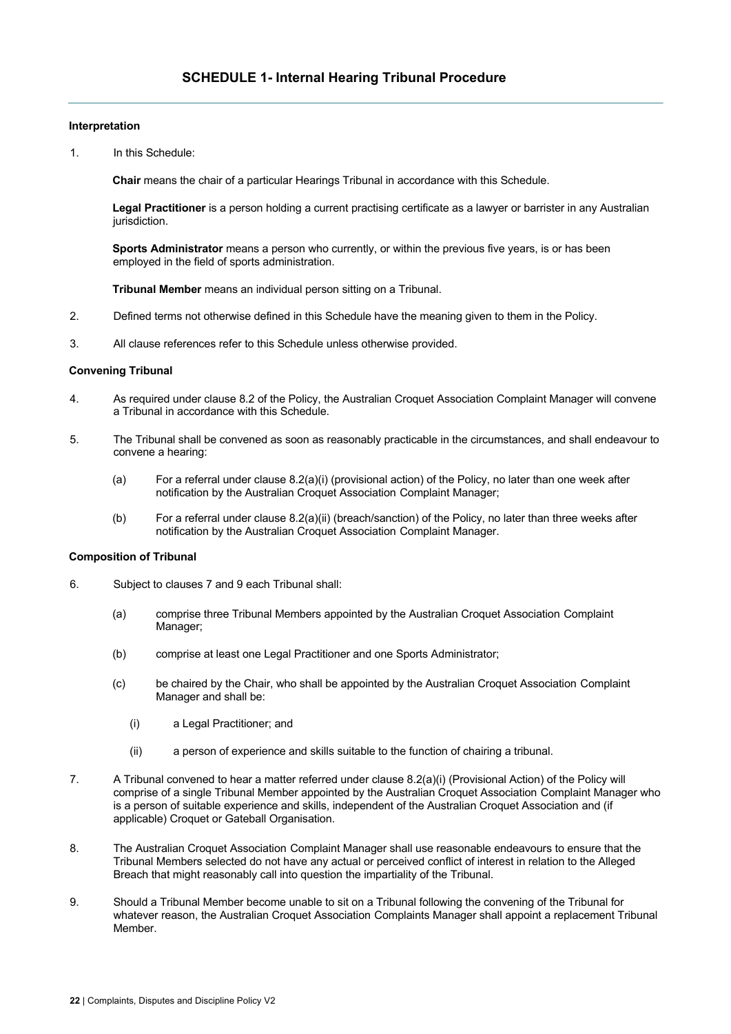## SCHEDULE 1- Internal Hearing Tribunal Procedure

**Interpretation**

1. In this Schedule:

   **Chair** means the chair of a particular Hearings Tribunal in accordance with this Schedule.

   **Legal Practitioner** is a person holding a current practising certificate as a lawyer or barrister in any Australian jurisdiction.

   **Sports Administrator** means a person who currently, or within the previous five years, is or has been employed in the field of sports administration.

   **Tribunal Member** means an individual person sitting on a Tribunal.

2. Defined terms not otherwise defined in this Schedule have the meaning given to them in the Policy.

3. All clause references refer to this Schedule unless otherwise provided.

**Convening Tribunal**

4. As required under clause 8.2 of the Policy, the Australian Croquet Association Complaint Manager will convene a Tribunal in accordance with this Schedule.

5. The Tribunal shall be convened as soon as reasonably practicable in the circumstances, and shall endeavour to convene a hearing:

   (a) For a referral under clause 8.2(a)(i) (provisional action) of the Policy, no later than one week after notification by the Australian Croquet Association Complaint Manager;

   (b) For a referral under clause 8.2(a)(ii) (breach/sanction) of the Policy, no later than three weeks after notification by the Australian Croquet Association Complaint Manager.

**Composition of Tribunal**

6. Subject to clauses 7 and 9 each Tribunal shall:

   (a) comprise three Tribunal Members appointed by the Australian Croquet Association Complaint Manager;

   (b) comprise at least one Legal Practitioner and one Sports Administrator;

   (c) be chaired by the Chair, who shall be appointed by the Australian Croquet Association Complaint Manager and shall be:

      (i) a Legal Practitioner; and

      (ii) a person of experience and skills suitable to the function of chairing a tribunal.

7. A Tribunal convened to hear a matter referred under clause 8.2(a)(i) (Provisional Action) of the Policy will comprise of a single Tribunal Member appointed by the Australian Croquet Association Complaint Manager who is a person of suitable experience and skills, independent of the Australian Croquet Association and (if applicable) Croquet or Gateball Organisation.

8. The Australian Croquet Association Complaint Manager shall use reasonable endeavours to ensure that the Tribunal Members selected do not have any actual or perceived conflict of interest in relation to the Alleged Breach that might reasonably call into question the impartiality of the Tribunal.

9. Should a Tribunal Member become unable to sit on a Tribunal following the convening of the Tribunal for whatever reason, the Australian Croquet Association Complaints Manager shall appoint a replacement Tribunal Member.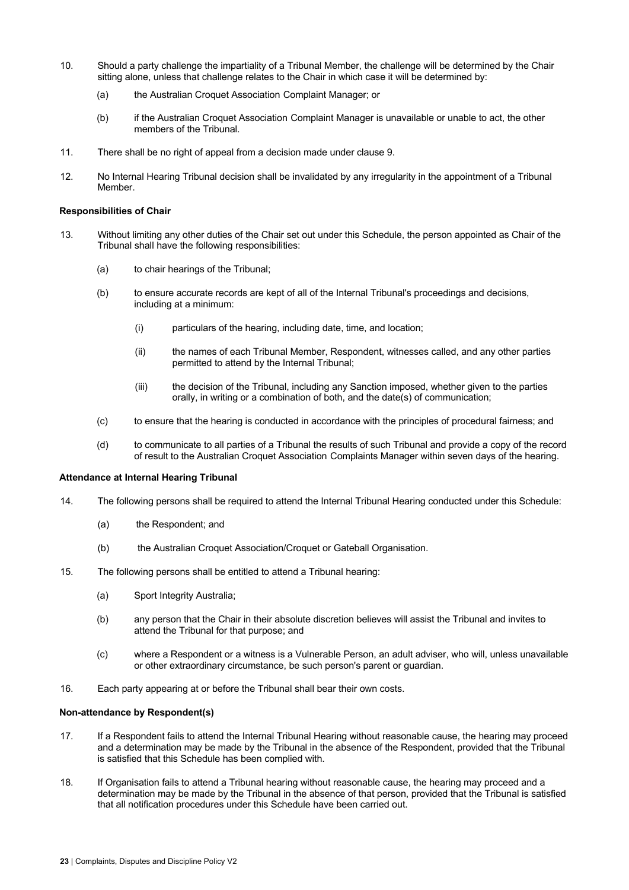10. Should a party challenge the impartiality of a Tribunal Member, the challenge will be determined by the Chair sitting alone, unless that challenge relates to the Chair in which case it will be determined by:

    (a) the Australian Croquet Association Complaint Manager; or

    (b) if the Australian Croquet Association Complaint Manager is unavailable or unable to act, the other members of the Tribunal.

11. There shall be no right of appeal from a decision made under clause 9.

12. No Internal Hearing Tribunal decision shall be invalidated by any irregularity in the appointment of a Tribunal Member.

**Responsibilities of Chair**

13. Without limiting any other duties of the Chair set out under this Schedule, the person appointed as Chair of the Tribunal shall have the following responsibilities:

    (a) to chair hearings of the Tribunal;

    (b) to ensure accurate records are kept of all of the Internal Tribunal's proceedings and decisions, including at a minimum:

        (i) particulars of the hearing, including date, time, and location;

        (ii) the names of each Tribunal Member, Respondent, witnesses called, and any other parties permitted to attend by the Internal Tribunal;

        (iii) the decision of the Tribunal, including any Sanction imposed, whether given to the parties orally, in writing or a combination of both, and the date(s) of communication;

    (c) to ensure that the hearing is conducted in accordance with the principles of procedural fairness; and

    (d) to communicate to all parties of a Tribunal the results of such Tribunal and provide a copy of the record of result to the Australian Croquet Association Complaints Manager within seven days of the hearing.

**Attendance at Internal Hearing Tribunal**

14. The following persons shall be required to attend the Internal Tribunal Hearing conducted under this Schedule:

    (a) the Respondent; and

    (b) the Australian Croquet Association/Croquet or Gateball Organisation.

15. The following persons shall be entitled to attend a Tribunal hearing:

    (a) Sport Integrity Australia;

    (b) any person that the Chair in their absolute discretion believes will assist the Tribunal and invites to attend the Tribunal for that purpose; and

    (c) where a Respondent or a witness is a Vulnerable Person, an adult adviser, who will, unless unavailable or other extraordinary circumstance, be such person's parent or guardian.

16. Each party appearing at or before the Tribunal shall bear their own costs.

**Non-attendance by Respondent(s)**

17. If a Respondent fails to attend the Internal Tribunal Hearing without reasonable cause, the hearing may proceed and a determination may be made by the Tribunal in the absence of the Respondent, provided that the Tribunal is satisfied that this Schedule has been complied with.

18. If Organisation fails to attend a Tribunal hearing without reasonable cause, the hearing may proceed and a determination may be made by the Tribunal in the absence of that person, provided that the Tribunal is satisfied that all notification procedures under this Schedule have been carried out.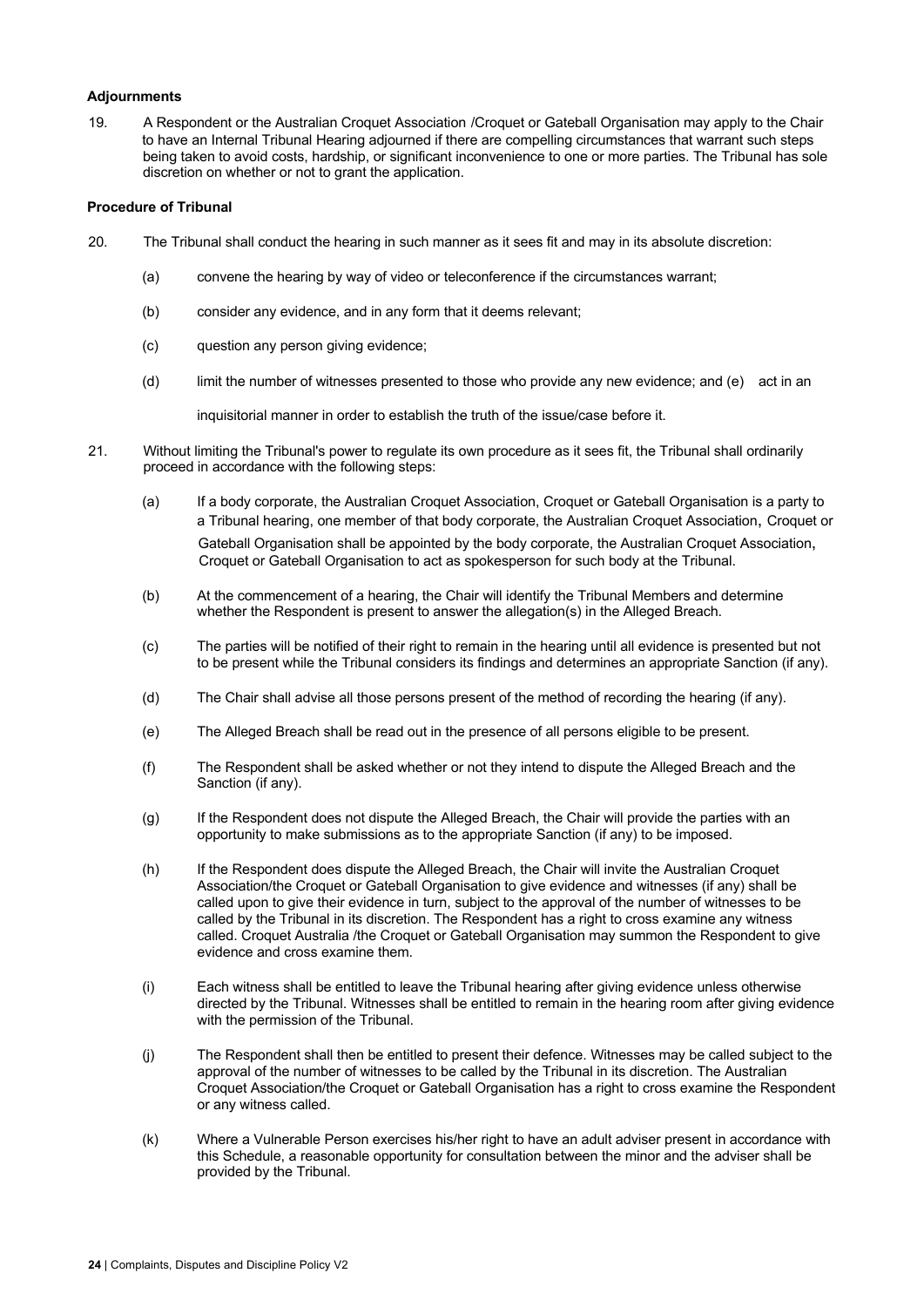**Adjournments**

19. A Respondent or the Australian Croquet Association /Croquet or Gateball Organisation may apply to the Chair to have an Internal Tribunal Hearing adjourned if there are compelling circumstances that warrant such steps being taken to avoid costs, hardship, or significant inconvenience to one or more parties. The Tribunal has sole discretion on whether or not to grant the application.

**Procedure of Tribunal**

20. The Tribunal shall conduct the hearing in such manner as it sees fit and may in its absolute discretion:

    (a) convene the hearing by way of video or teleconference if the circumstances warrant;

    (b) consider any evidence, and in any form that it deems relevant;

    (c) question any person giving evidence;

    (d) limit the number of witnesses presented to those who provide any new evidence; and (e) act in an

    inquisitorial manner in order to establish the truth of the issue/case before it.

21. Without limiting the Tribunal's power to regulate its own procedure as it sees fit, the Tribunal shall ordinarily proceed in accordance with the following steps:

    (a) If a body corporate, the Australian Croquet Association, Croquet or Gateball Organisation is a party to a Tribunal hearing, one member of that body corporate, the Australian Croquet Association, Croquet or Gateball Organisation shall be appointed by the body corporate, the Australian Croquet Association, Croquet or Gateball Organisation to act as spokesperson for such body at the Tribunal.

    (b) At the commencement of a hearing, the Chair will identify the Tribunal Members and determine whether the Respondent is present to answer the allegation(s) in the Alleged Breach.

    (c) The parties will be notified of their right to remain in the hearing until all evidence is presented but not to be present while the Tribunal considers its findings and determines an appropriate Sanction (if any).

    (d) The Chair shall advise all those persons present of the method of recording the hearing (if any).

    (e) The Alleged Breach shall be read out in the presence of all persons eligible to be present.

    (f) The Respondent shall be asked whether or not they intend to dispute the Alleged Breach and the Sanction (if any).

    (g) If the Respondent does not dispute the Alleged Breach, the Chair will provide the parties with an opportunity to make submissions as to the appropriate Sanction (if any) to be imposed.

    (h) If the Respondent does dispute the Alleged Breach, the Chair will invite the Australian Croquet Association/the Croquet or Gateball Organisation to give evidence and witnesses (if any) shall be called upon to give their evidence in turn, subject to the approval of the number of witnesses to be called by the Tribunal in its discretion. The Respondent has a right to cross examine any witness called. Croquet Australia /the Croquet or Gateball Organisation may summon the Respondent to give evidence and cross examine them.

    (i) Each witness shall be entitled to leave the Tribunal hearing after giving evidence unless otherwise directed by the Tribunal. Witnesses shall be entitled to remain in the hearing room after giving evidence with the permission of the Tribunal.

    (j) The Respondent shall then be entitled to present their defence. Witnesses may be called subject to the approval of the number of witnesses to be called by the Tribunal in its discretion. The Australian Croquet Association/the Croquet or Gateball Organisation has a right to cross examine the Respondent or any witness called.

    (k) Where a Vulnerable Person exercises his/her right to have an adult adviser present in accordance with this Schedule, a reasonable opportunity for consultation between the minor and the adviser shall be provided by the Tribunal.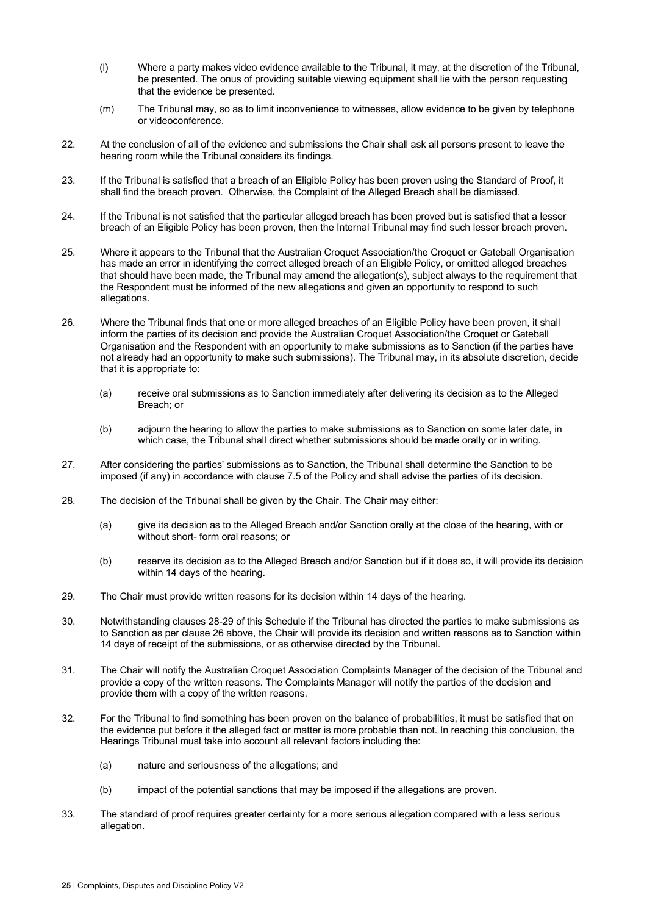(l) Where a party makes video evidence available to the Tribunal, it may, at the discretion of the Tribunal, be presented. The onus of providing suitable viewing equipment shall lie with the person requesting that the evidence be presented.

(m) The Tribunal may, so as to limit inconvenience to witnesses, allow evidence to be given by telephone or videoconference.

22. At the conclusion of all of the evidence and submissions the Chair shall ask all persons present to leave the hearing room while the Tribunal considers its findings.

23. If the Tribunal is satisfied that a breach of an Eligible Policy has been proven using the Standard of Proof, it shall find the breach proven. Otherwise, the Complaint of the Alleged Breach shall be dismissed.

24. If the Tribunal is not satisfied that the particular alleged breach has been proved but is satisfied that a lesser breach of an Eligible Policy has been proven, then the Internal Tribunal may find such lesser breach proven.

25. Where it appears to the Tribunal that the Australian Croquet Association/the Croquet or Gateball Organisation has made an error in identifying the correct alleged breach of an Eligible Policy, or omitted alleged breaches that should have been made, the Tribunal may amend the allegation(s), subject always to the requirement that the Respondent must be informed of the new allegations and given an opportunity to respond to such allegations.

26. Where the Tribunal finds that one or more alleged breaches of an Eligible Policy have been proven, it shall inform the parties of its decision and provide the Australian Croquet Association/the Croquet or Gateball Organisation and the Respondent with an opportunity to make submissions as to Sanction (if the parties have not already had an opportunity to make such submissions). The Tribunal may, in its absolute discretion, decide that it is appropriate to:

    (a) receive oral submissions as to Sanction immediately after delivering its decision as to the Alleged Breach; or

    (b) adjourn the hearing to allow the parties to make submissions as to Sanction on some later date, in which case, the Tribunal shall direct whether submissions should be made orally or in writing.

27. After considering the parties' submissions as to Sanction, the Tribunal shall determine the Sanction to be imposed (if any) in accordance with clause 7.5 of the Policy and shall advise the parties of its decision.

28. The decision of the Tribunal shall be given by the Chair. The Chair may either:

    (a) give its decision as to the Alleged Breach and/or Sanction orally at the close of the hearing, with or without short- form oral reasons; or

    (b) reserve its decision as to the Alleged Breach and/or Sanction but if it does so, it will provide its decision within 14 days of the hearing.

29. The Chair must provide written reasons for its decision within 14 days of the hearing.

30. Notwithstanding clauses 28-29 of this Schedule if the Tribunal has directed the parties to make submissions as to Sanction as per clause 26 above, the Chair will provide its decision and written reasons as to Sanction within 14 days of receipt of the submissions, or as otherwise directed by the Tribunal.

31. The Chair will notify the Australian Croquet Association Complaints Manager of the decision of the Tribunal and provide a copy of the written reasons. The Complaints Manager will notify the parties of the decision and provide them with a copy of the written reasons.

32. For the Tribunal to find something has been proven on the balance of probabilities, it must be satisfied that on the evidence put before it the alleged fact or matter is more probable than not. In reaching this conclusion, the Hearings Tribunal must take into account all relevant factors including the:

    (a) nature and seriousness of the allegations; and

    (b) impact of the potential sanctions that may be imposed if the allegations are proven.

33. The standard of proof requires greater certainty for a more serious allegation compared with a less serious allegation.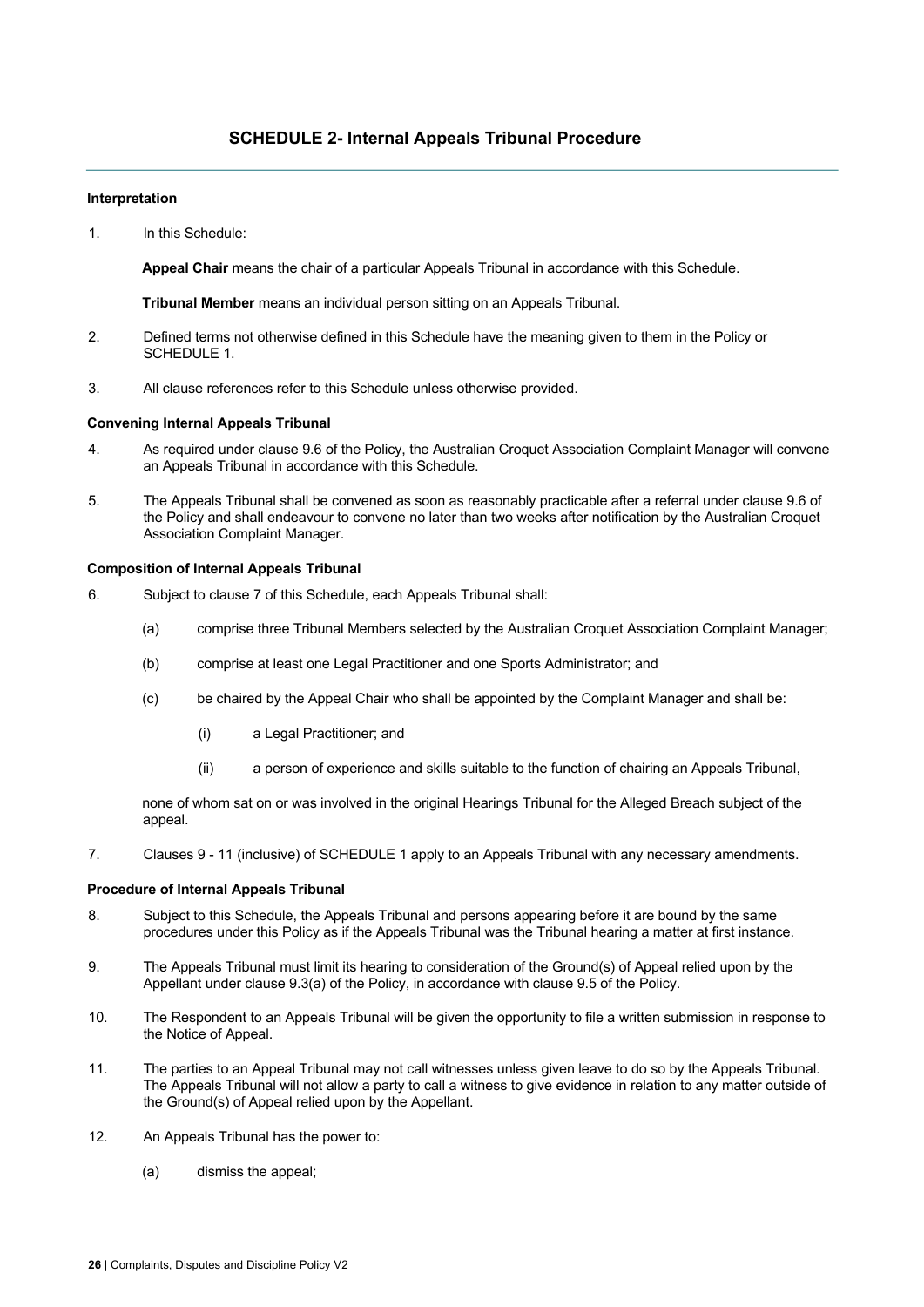## SCHEDULE 2- Internal Appeals Tribunal Procedure

**Interpretation**

1. In this Schedule:

   **Appeal Chair** means the chair of a particular Appeals Tribunal in accordance with this Schedule.

   **Tribunal Member** means an individual person sitting on an Appeals Tribunal.

2. Defined terms not otherwise defined in this Schedule have the meaning given to them in the Policy or SCHEDULE 1.

3. All clause references refer to this Schedule unless otherwise provided.

**Convening Internal Appeals Tribunal**

4. As required under clause 9.6 of the Policy, the Australian Croquet Association Complaint Manager will convene an Appeals Tribunal in accordance with this Schedule.

5. The Appeals Tribunal shall be convened as soon as reasonably practicable after a referral under clause 9.6 of the Policy and shall endeavour to convene no later than two weeks after notification by the Australian Croquet Association Complaint Manager.

**Composition of Internal Appeals Tribunal**

6. Subject to clause 7 of this Schedule, each Appeals Tribunal shall:

   (a) comprise three Tribunal Members selected by the Australian Croquet Association Complaint Manager;

   (b) comprise at least one Legal Practitioner and one Sports Administrator; and

   (c) be chaired by the Appeal Chair who shall be appointed by the Complaint Manager and shall be:

      (i) a Legal Practitioner; and

      (ii) a person of experience and skills suitable to the function of chairing an Appeals Tribunal,

   none of whom sat on or was involved in the original Hearings Tribunal for the Alleged Breach subject of the appeal.

7. Clauses 9 - 11 (inclusive) of SCHEDULE 1 apply to an Appeals Tribunal with any necessary amendments.

**Procedure of Internal Appeals Tribunal**

8. Subject to this Schedule, the Appeals Tribunal and persons appearing before it are bound by the same procedures under this Policy as if the Appeals Tribunal was the Tribunal hearing a matter at first instance.

9. The Appeals Tribunal must limit its hearing to consideration of the Ground(s) of Appeal relied upon by the Appellant under clause 9.3(a) of the Policy, in accordance with clause 9.5 of the Policy.

10. The Respondent to an Appeals Tribunal will be given the opportunity to file a written submission in response to the Notice of Appeal.

11. The parties to an Appeal Tribunal may not call witnesses unless given leave to do so by the Appeals Tribunal. The Appeals Tribunal will not allow a party to call a witness to give evidence in relation to any matter outside of the Ground(s) of Appeal relied upon by the Appellant.

12. An Appeals Tribunal has the power to:

   (a) dismiss the appeal;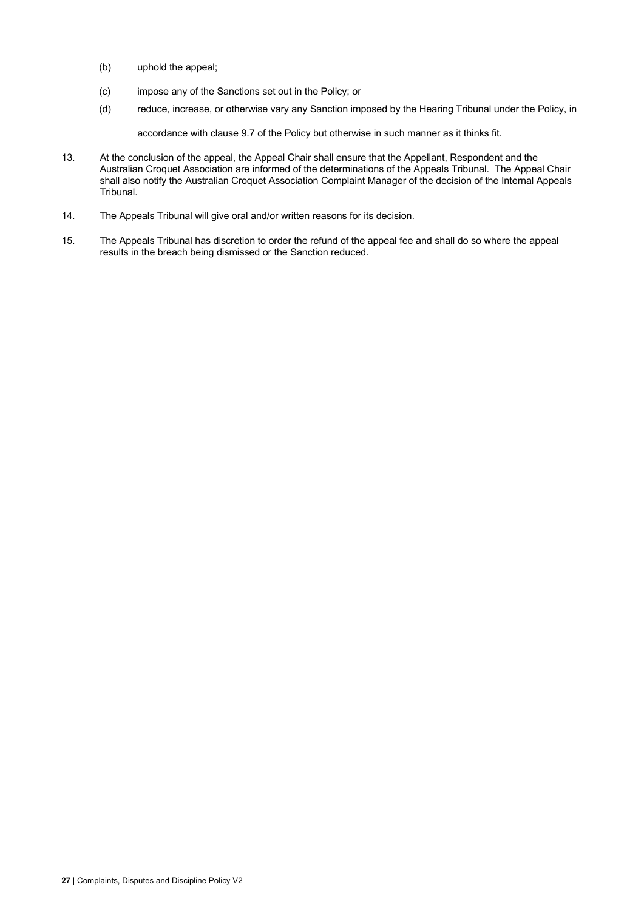(b) uphold the appeal;

(c) impose any of the Sanctions set out in the Policy; or

(d) reduce, increase, or otherwise vary any Sanction imposed by the Hearing Tribunal under the Policy, in

accordance with clause 9.7 of the Policy but otherwise in such manner as it thinks fit.

13. At the conclusion of the appeal, the Appeal Chair shall ensure that the Appellant, Respondent and the Australian Croquet Association are informed of the determinations of the Appeals Tribunal. The Appeal Chair shall also notify the Australian Croquet Association Complaint Manager of the decision of the Internal Appeals Tribunal.

14. The Appeals Tribunal will give oral and/or written reasons for its decision.

15. The Appeals Tribunal has discretion to order the refund of the appeal fee and shall do so where the appeal results in the breach being dismissed or the Sanction reduced.